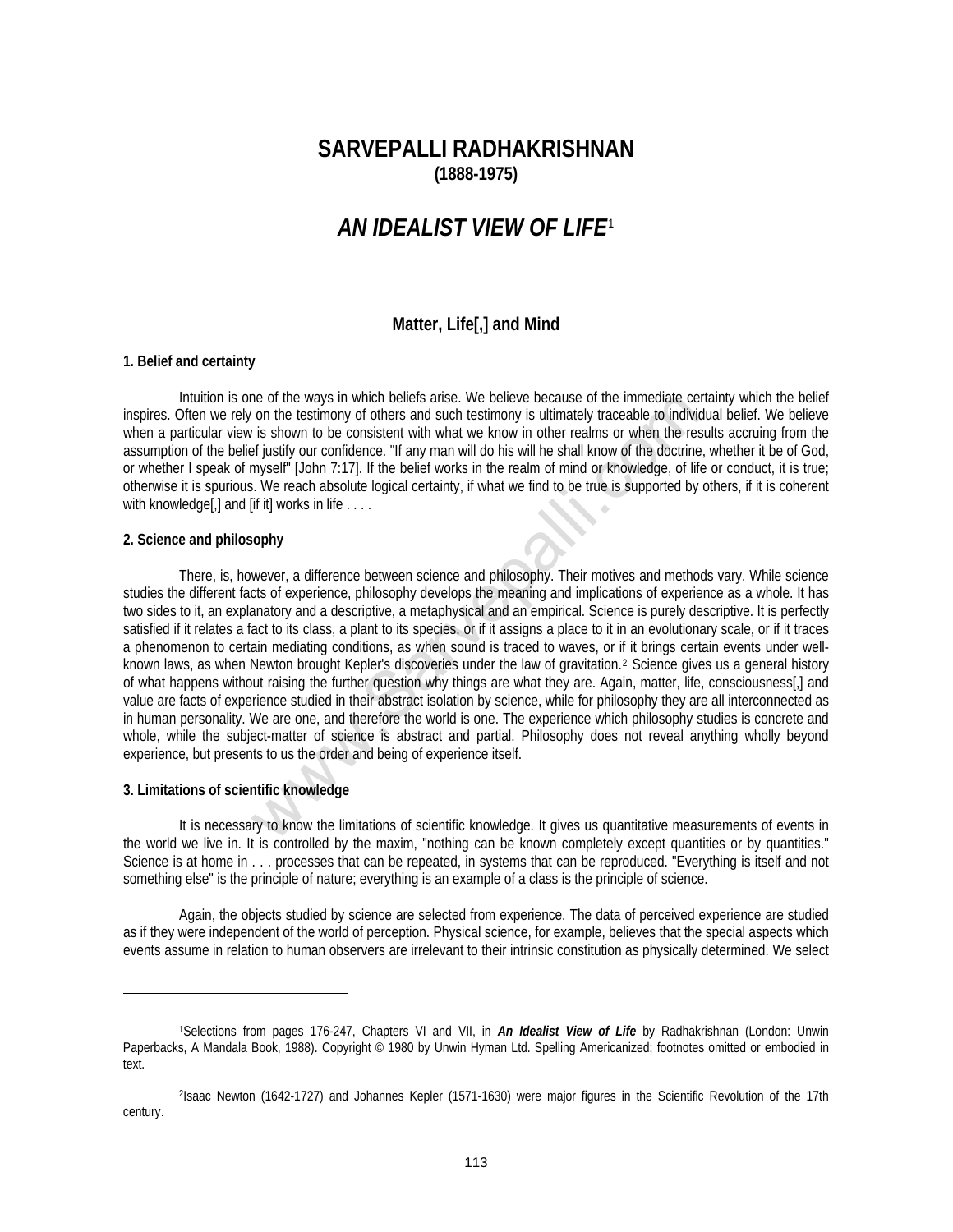# SARVEPALLI RADHAKRISHNAN

**(1888-1975)**

## *AN IDEALIST VIEW OF LIFE*[1]

### Matter, Life[,] and Mind

**1. Belief and certainty**

Intuition is one of the ways in which beliefs arise. We believe because of the immediate certainty which the belief inspires. Often we rely on the testimony of others and such testimony is ultimately traceable to individual belief. We believe when a particular view is shown to be consistent with what we know in other realms or when the results accruing from the assumption of the belief justify our confidence. "If any man will do his will he shall know of the doctrine, whether it be of God, or whether I speak of myself" [John 7:17]. If the belief works in the realm of mind or knowledge, of life or conduct, it is true; otherwise it is spurious. We reach absolute logical certainty, if what we find to be true is supported by others, if it is coherent with knowledge[,] and [if it] works in life . . . .

**2. Science and philosophy**

There, is, however, a difference between science and philosophy. Their motives and methods vary. While science studies the different facts of experience, philosophy develops the meaning and implications of experience as a whole. It has two sides to it, an explanatory and a descriptive, a metaphysical and an empirical. Science is purely descriptive. It is perfectly satisfied if it relates a fact to its class, a plant to its species, or if it assigns a place to it in an evolutionary scale, or if it traces a phenomenon to certain mediating conditions, as when sound is traced to waves, or if it brings certain events under well-known laws, as when Newton brought Kepler's discoveries under the law of gravitation.[2] Science gives us a general history of what happens without raising the further question why things are what they are. Again, matter, life, consciousness[,] and value are facts of experience studied in their abstract isolation by science, while for philosophy they are all interconnected as in human personality. We are one, and therefore the world is one. The experience which philosophy studies is concrete and whole, while the subject-matter of science is abstract and partial. Philosophy does not reveal anything wholly beyond experience, but presents to us the order and being of experience itself.

**3. Limitations of scientific knowledge**

It is necessary to know the limitations of scientific knowledge. It gives us quantitative measurements of events in the world we live in. It is controlled by the maxim, "nothing can be known completely except quantities or by quantities." Science is at home in . . . processes that can be repeated, in systems that can be reproduced. "Everything is itself and not something else" is the principle of nature; everything is an example of a class is the principle of science.

Again, the objects studied by science are selected from experience. The data of perceived experience are studied as if they were independent of the world of perception. Physical science, for example, believes that the special aspects which events assume in relation to human observers are irrelevant to their intrinsic constitution as physically determined. We select

---

[1]Selections from pages 176-247, Chapters VI and VII, in ***An Idealist View of Life*** by Radhakrishnan (London: Unwin Paperbacks, A Mandala Book, 1988). Copyright © 1980 by Unwin Hyman Ltd. Spelling Americanized; footnotes omitted or embodied in text.

[2]Isaac Newton (1642-1727) and Johannes Kepler (1571-1630) were major figures in the Scientific Revolution of the 17th century.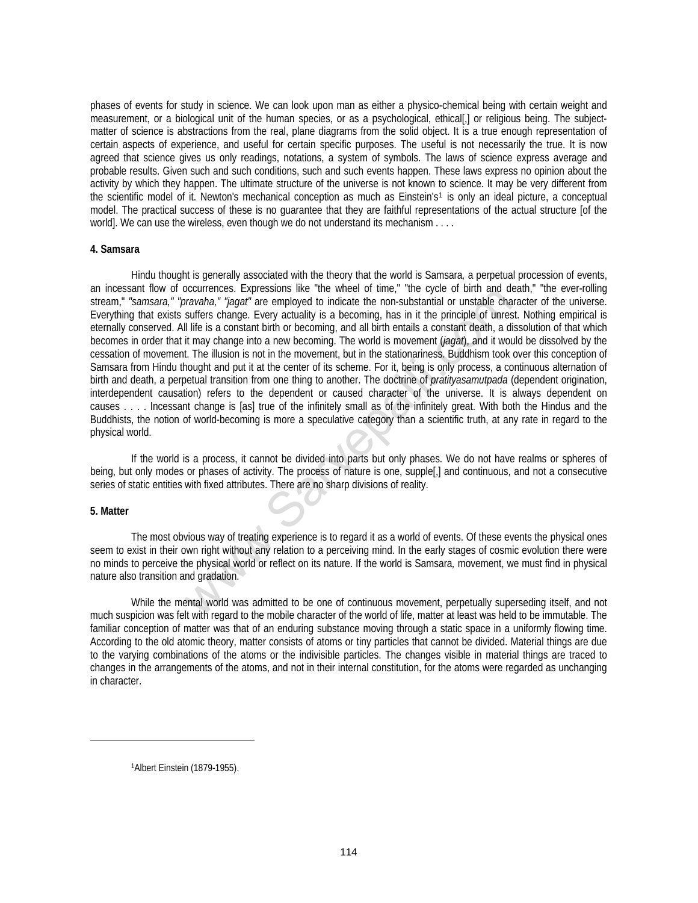phases of events for study in science. We can look upon man as either a physico-chemical being with certain weight and measurement, or a biological unit of the human species, or as a psychological, ethical[,] or religious being. The subject-matter of science is abstractions from the real, plane diagrams from the solid object. It is a true enough representation of certain aspects of experience, and useful for certain specific purposes. The useful is not necessarily the true. It is now agreed that science gives us only readings, notations, a system of symbols. The laws of science express average and probable results. Given such and such conditions, such and such events happen. These laws express no opinion about the activity by which they happen. The ultimate structure of the universe is not known to science. It may be very different from the scientific model of it. Newton's mechanical conception as much as Einstein's[1] is only an ideal picture, a conceptual model. The practical success of these is no guarantee that they are faithful representations of the actual structure [of the world]. We can use the wireless, even though we do not understand its mechanism . . . .

**4. Samsara**

Hindu thought is generally associated with the theory that the world is Samsara, a perpetual procession of events, an incessant flow of occurrences. Expressions like "the wheel of time," "the cycle of birth and death," "the ever-rolling stream," *"samsara," "pravaha," "jagat"* are employed to indicate the non-substantial or unstable character of the universe. Everything that exists suffers change. Every actuality is a becoming, has in it the principle of unrest. Nothing empirical is eternally conserved. All life is a constant birth or becoming, and all birth entails a constant death, a dissolution of that which becomes in order that it may change into a new becoming. The world is movement (*jagat*), and it would be dissolved by the cessation of movement. The illusion is not in the movement, but in the stationariness. Buddhism took over this conception of Samsara from Hindu thought and put it at the center of its scheme. For it, being is only process, a continuous alternation of birth and death, a perpetual transition from one thing to another. The doctrine of *pratityasamutpada* (dependent origination, interdependent causation) refers to the dependent or caused character of the universe. It is always dependent on causes . . . . Incessant change is [as] true of the infinitely small as of the infinitely great. With both the Hindus and the Buddhists, the notion of world-becoming is more a speculative category than a scientific truth, at any rate in regard to the physical world.

If the world is a process, it cannot be divided into parts but only phases. We do not have realms or spheres of being, but only modes or phases of activity. The process of nature is one, supple[,] and continuous, and not a consecutive series of static entities with fixed attributes. There are no sharp divisions of reality.

**5. Matter**

The most obvious way of treating experience is to regard it as a world of events. Of these events the physical ones seem to exist in their own right without any relation to a perceiving mind. In the early stages of cosmic evolution there were no minds to perceive the physical world or reflect on its nature. If the world is Samsara, movement, we must find in physical nature also transition and gradation.

While the mental world was admitted to be one of continuous movement, perpetually superseding itself, and not much suspicion was felt with regard to the mobile character of the world of life, matter at least was held to be immutable. The familiar conception of matter was that of an enduring substance moving through a static space in a uniformly flowing time. According to the old atomic theory, matter consists of atoms or tiny particles that cannot be divided. Material things are due to the varying combinations of the atoms or the indivisible particles. The changes visible in material things are traced to changes in the arrangements of the atoms, and not in their internal constitution, for the atoms were regarded as unchanging in character.

---

[1] Albert Einstein (1879-1955).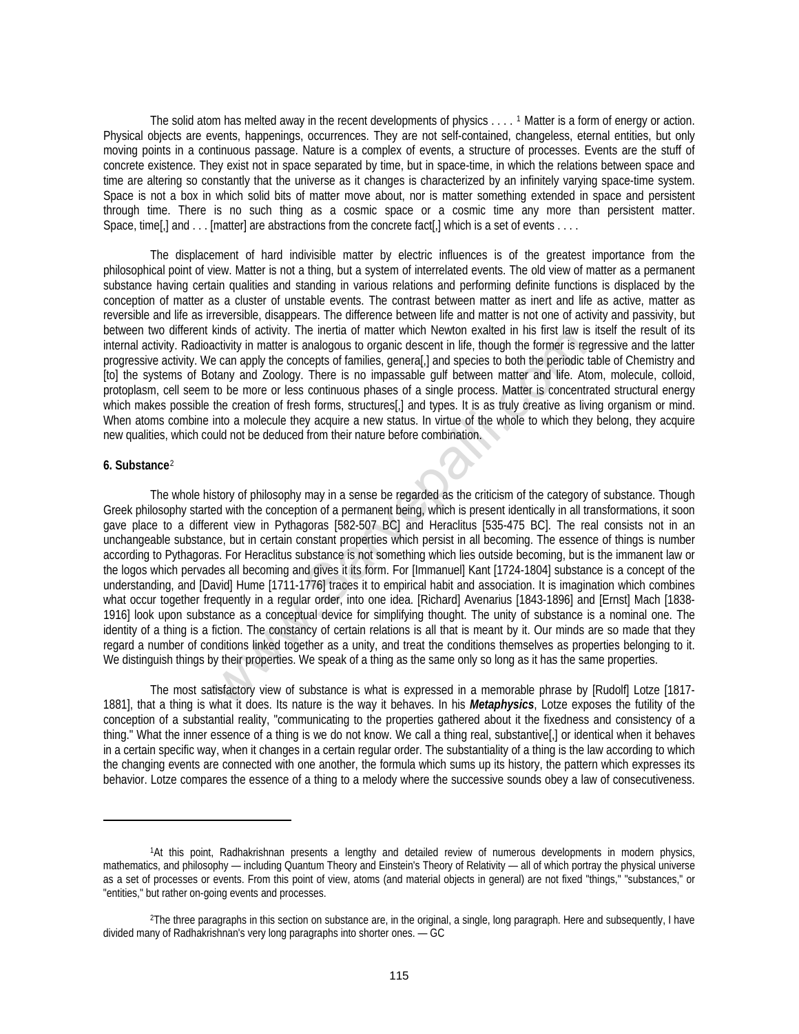The solid atom has melted away in the recent developments of physics . . . . [1] Matter is a form of energy or action. Physical objects are events, happenings, occurrences. They are not self-contained, changeless, eternal entities, but only moving points in a continuous passage. Nature is a complex of events, a structure of processes. Events are the stuff of concrete existence. They exist not in space separated by time, but in space-time, in which the relations between space and time are altering so constantly that the universe as it changes is characterized by an infinitely varying space-time system. Space is not a box in which solid bits of matter move about, nor is matter something extended in space and persistent through time. There is no such thing as a cosmic space or a cosmic time any more than persistent matter. Space, time[,] and . . . [matter] are abstractions from the concrete fact[,] which is a set of events . . . .

The displacement of hard indivisible matter by electric influences is of the greatest importance from the philosophical point of view. Matter is not a thing, but a system of interrelated events. The old view of matter as a permanent substance having certain qualities and standing in various relations and performing definite functions is displaced by the conception of matter as a cluster of unstable events. The contrast between matter as inert and life as active, matter as reversible and life as irreversible, disappears. The difference between life and matter is not one of activity and passivity, but between two different kinds of activity. The inertia of matter which Newton exalted in his first law is itself the result of its internal activity. Radioactivity in matter is analogous to organic descent in life, though the former is regressive and the latter progressive activity. We can apply the concepts of families, genera[,] and species to both the periodic table of Chemistry and [to] the systems of Botany and Zoology. There is no impassable gulf between matter and life. Atom, molecule, colloid, protoplasm, cell seem to be more or less continuous phases of a single process. Matter is concentrated structural energy which makes possible the creation of fresh forms, structures[,] and types. It is as truly creative as living organism or mind. When atoms combine into a molecule they acquire a new status. In virtue of the whole to which they belong, they acquire new qualities, which could not be deduced from their nature before combination.

**6. Substance**[2]

The whole history of philosophy may in a sense be regarded as the criticism of the category of substance. Though Greek philosophy started with the conception of a permanent being, which is present identically in all transformations, it soon gave place to a different view in Pythagoras [582-507 BC] and Heraclitus [535-475 BC]. The real consists not in an unchangeable substance, but in certain constant properties which persist in all becoming. The essence of things is number according to Pythagoras. For Heraclitus substance is not something which lies outside becoming, but is the immanent law or the logos which pervades all becoming and gives it its form. For [Immanuel] Kant [1724-1804] substance is a concept of the understanding, and [David] Hume [1711-1776] traces it to empirical habit and association. It is imagination which combines what occur together frequently in a regular order, into one idea. [Richard] Avenarius [1843-1896] and [Ernst] Mach [1838-1916] look upon substance as a conceptual device for simplifying thought. The unity of substance is a nominal one. The identity of a thing is a fiction. The constancy of certain relations is all that is meant by it. Our minds are so made that they regard a number of conditions linked together as a unity, and treat the conditions themselves as properties belonging to it. We distinguish things by their properties. We speak of a thing as the same only so long as it has the same properties.

The most satisfactory view of substance is what is expressed in a memorable phrase by [Rudolf] Lotze [1817-1881], that a thing is what it does. Its nature is the way it behaves. In his ***Metaphysics***, Lotze exposes the futility of the conception of a substantial reality, "communicating to the properties gathered about it the fixedness and consistency of a thing." What the inner essence of a thing is we do not know. We call a thing real, substantive[,] or identical when it behaves in a certain specific way, when it changes in a certain regular order. The substantiality of a thing is the law according to which the changing events are connected with one another, the formula which sums up its history, the pattern which expresses its behavior. Lotze compares the essence of a thing to a melody where the successive sounds obey a law of consecutiveness.

---

[1]At this point, Radhakrishnan presents a lengthy and detailed review of numerous developments in modern physics, mathematics, and philosophy — including Quantum Theory and Einstein's Theory of Relativity — all of which portray the physical universe as a set of processes or events. From this point of view, atoms (and material objects in general) are not fixed "things," "substances," or "entities," but rather on-going events and processes.

[2]The three paragraphs in this section on substance are, in the original, a single, long paragraph. Here and subsequently, I have divided many of Radhakrishnan's very long paragraphs into shorter ones. — GC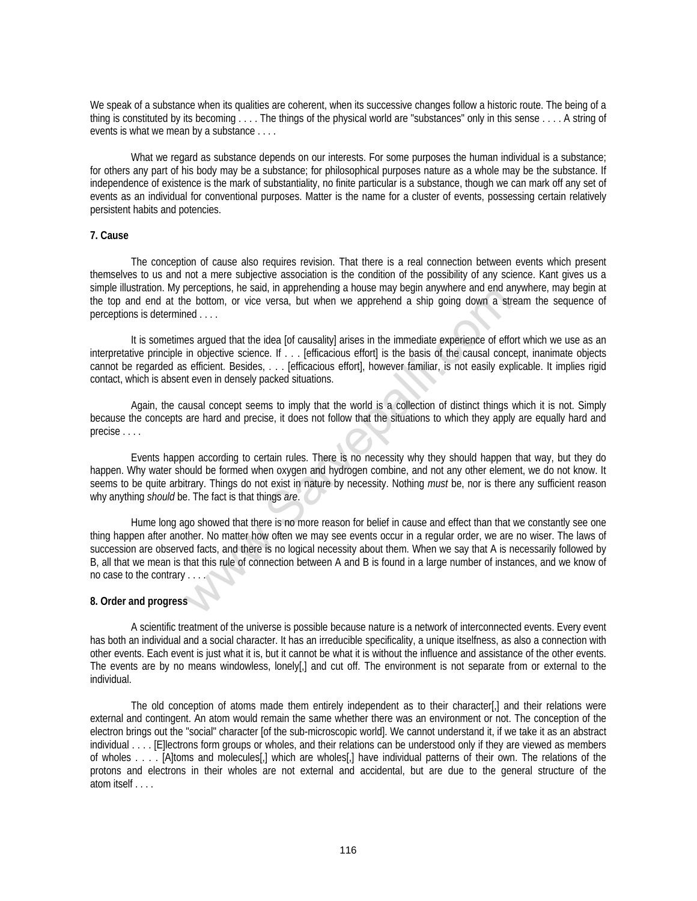We speak of a substance when its qualities are coherent, when its successive changes follow a historic route. The being of a thing is constituted by its becoming . . . . The things of the physical world are "substances" only in this sense . . . . A string of events is what we mean by a substance . . . .

What we regard as substance depends on our interests. For some purposes the human individual is a substance; for others any part of his body may be a substance; for philosophical purposes nature as a whole may be the substance. If independence of existence is the mark of substantiality, no finite particular is a substance, though we can mark off any set of events as an individual for conventional purposes. Matter is the name for a cluster of events, possessing certain relatively persistent habits and potencies.

**7. Cause**

The conception of cause also requires revision. That there is a real connection between events which present themselves to us and not a mere subjective association is the condition of the possibility of any science. Kant gives us a simple illustration. My perceptions, he said, in apprehending a house may begin anywhere and end anywhere, may begin at the top and end at the bottom, or vice versa, but when we apprehend a ship going down a stream the sequence of perceptions is determined . . . .

It is sometimes argued that the idea [of causality] arises in the immediate experience of effort which we use as an interpretative principle in objective science. If . . . [efficacious effort] is the basis of the causal concept, inanimate objects cannot be regarded as efficient. Besides, . . . [efficacious effort], however familiar, is not easily explicable. It implies rigid contact, which is absent even in densely packed situations.

Again, the causal concept seems to imply that the world is a collection of distinct things which it is not. Simply because the concepts are hard and precise, it does not follow that the situations to which they apply are equally hard and precise . . . .

Events happen according to certain rules. There is no necessity why they should happen that way, but they do happen. Why water should be formed when oxygen and hydrogen combine, and not any other element, we do not know. It seems to be quite arbitrary. Things do not exist in nature by necessity. Nothing *must* be, nor is there any sufficient reason why anything *should* be. The fact is that things *are*.

Hume long ago showed that there is no more reason for belief in cause and effect than that we constantly see one thing happen after another. No matter how often we may see events occur in a regular order, we are no wiser. The laws of succession are observed facts, and there is no logical necessity about them. When we say that A is necessarily followed by B, all that we mean is that this rule of connection between A and B is found in a large number of instances, and we know of no case to the contrary . . . .

**8. Order and progress**

A scientific treatment of the universe is possible because nature is a network of interconnected events. Every event has both an individual and a social character. It has an irreducible specificality, a unique itselfness, as also a connection with other events. Each event is just what it is, but it cannot be what it is without the influence and assistance of the other events. The events are by no means windowless, lonely[,] and cut off. The environment is not separate from or external to the individual.

The old conception of atoms made them entirely independent as to their character[,] and their relations were external and contingent. An atom would remain the same whether there was an environment or not. The conception of the electron brings out the "social" character [of the sub-microscopic world]. We cannot understand it, if we take it as an abstract individual . . . . [E]lectrons form groups or wholes, and their relations can be understood only if they are viewed as members of wholes . . . . [A]toms and molecules[,] which are wholes[,] have individual patterns of their own. The relations of the protons and electrons in their wholes are not external and accidental, but are due to the general structure of the atom itself . . . .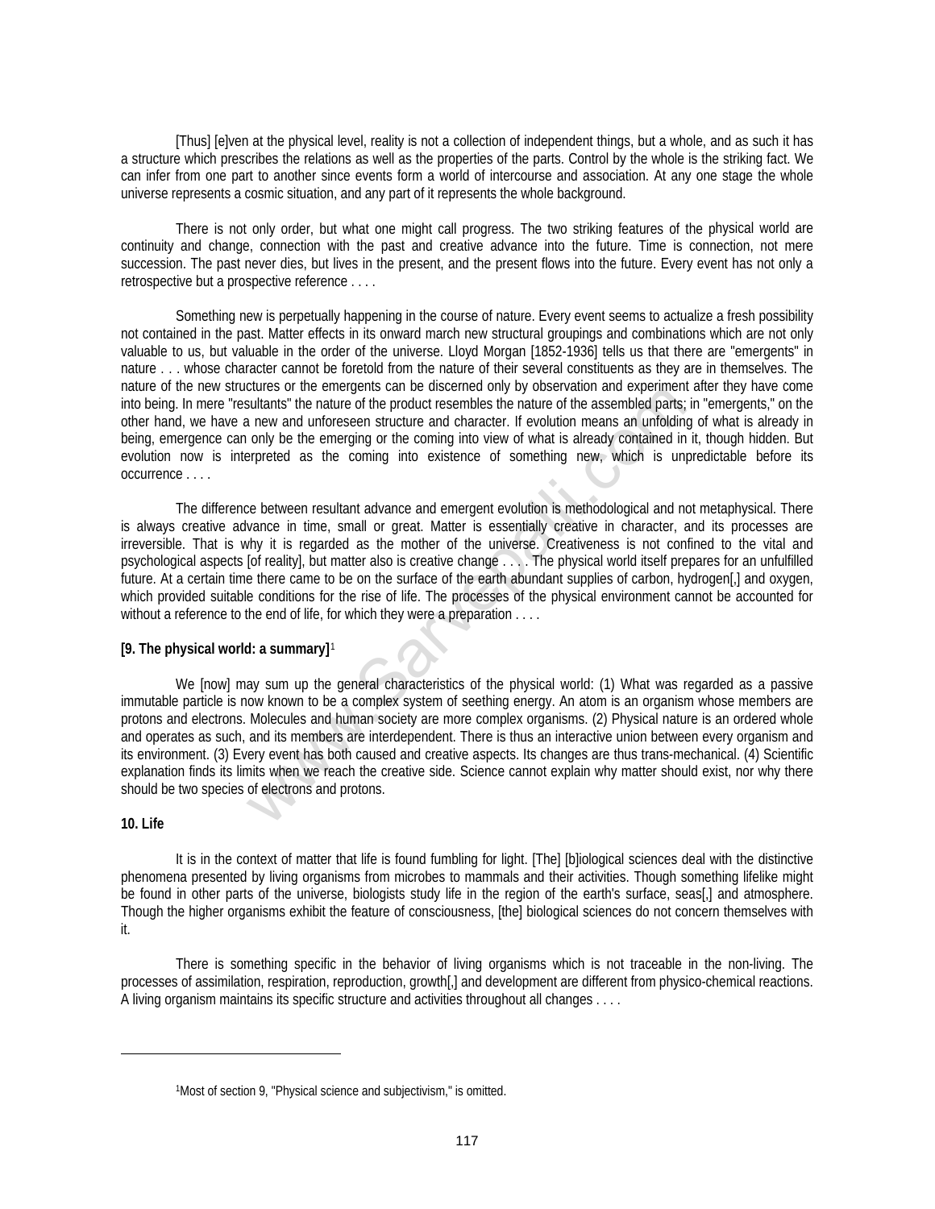[Thus] [e]ven at the physical level, reality is not a collection of independent things, but a whole, and as such it has a structure which prescribes the relations as well as the properties of the parts. Control by the whole is the striking fact. We can infer from one part to another since events form a world of intercourse and association. At any one stage the whole universe represents a cosmic situation, and any part of it represents the whole background.

There is not only order, but what one might call progress. The two striking features of the physical world are continuity and change, connection with the past and creative advance into the future. Time is connection, not mere succession. The past never dies, but lives in the present, and the present flows into the future. Every event has not only a retrospective but a prospective reference . . . .

Something new is perpetually happening in the course of nature. Every event seems to actualize a fresh possibility not contained in the past. Matter effects in its onward march new structural groupings and combinations which are not only valuable to us, but valuable in the order of the universe. Lloyd Morgan [1852-1936] tells us that there are "emergents" in nature . . . whose character cannot be foretold from the nature of their several constituents as they are in themselves. The nature of the new structures or the emergents can be discerned only by observation and experiment after they have come into being. In mere "resultants" the nature of the product resembles the nature of the assembled parts; in "emergents," on the other hand, we have a new and unforeseen structure and character. If evolution means an unfolding of what is already in being, emergence can only be the emerging or the coming into view of what is already contained in it, though hidden. But evolution now is interpreted as the coming into existence of something new, which is unpredictable before its occurrence . . . .

The difference between resultant advance and emergent evolution is methodological and not metaphysical. There is always creative advance in time, small or great. Matter is essentially creative in character, and its processes are irreversible. That is why it is regarded as the mother of the universe. Creativeness is not confined to the vital and psychological aspects [of reality], but matter also is creative change . . . . The physical world itself prepares for an unfulfilled future. At a certain time there came to be on the surface of the earth abundant supplies of carbon, hydrogen[,] and oxygen, which provided suitable conditions for the rise of life. The processes of the physical environment cannot be accounted for without a reference to the end of life, for which they were a preparation . . . .

**[9. The physical world: a summary]**[1]

We [now] may sum up the general characteristics of the physical world: (1) What was regarded as a passive immutable particle is now known to be a complex system of seething energy. An atom is an organism whose members are protons and electrons. Molecules and human society are more complex organisms. (2) Physical nature is an ordered whole and operates as such, and its members are interdependent. There is thus an interactive union between every organism and its environment. (3) Every event has both caused and creative aspects. Its changes are thus trans-mechanical. (4) Scientific explanation finds its limits when we reach the creative side. Science cannot explain why matter should exist, nor why there should be two species of electrons and protons.

**10. Life**

It is in the context of matter that life is found fumbling for light. [The] [b]iological sciences deal with the distinctive phenomena presented by living organisms from microbes to mammals and their activities. Though something lifelike might be found in other parts of the universe, biologists study life in the region of the earth's surface, seas[,] and atmosphere. Though the higher organisms exhibit the feature of consciousness, [the] biological sciences do not concern themselves with it.

There is something specific in the behavior of living organisms which is not traceable in the non-living. The processes of assimilation, respiration, reproduction, growth[,] and development are different from physico-chemical reactions. A living organism maintains its specific structure and activities throughout all changes . . . .

---

[1]Most of section 9, "Physical science and subjectivism," is omitted.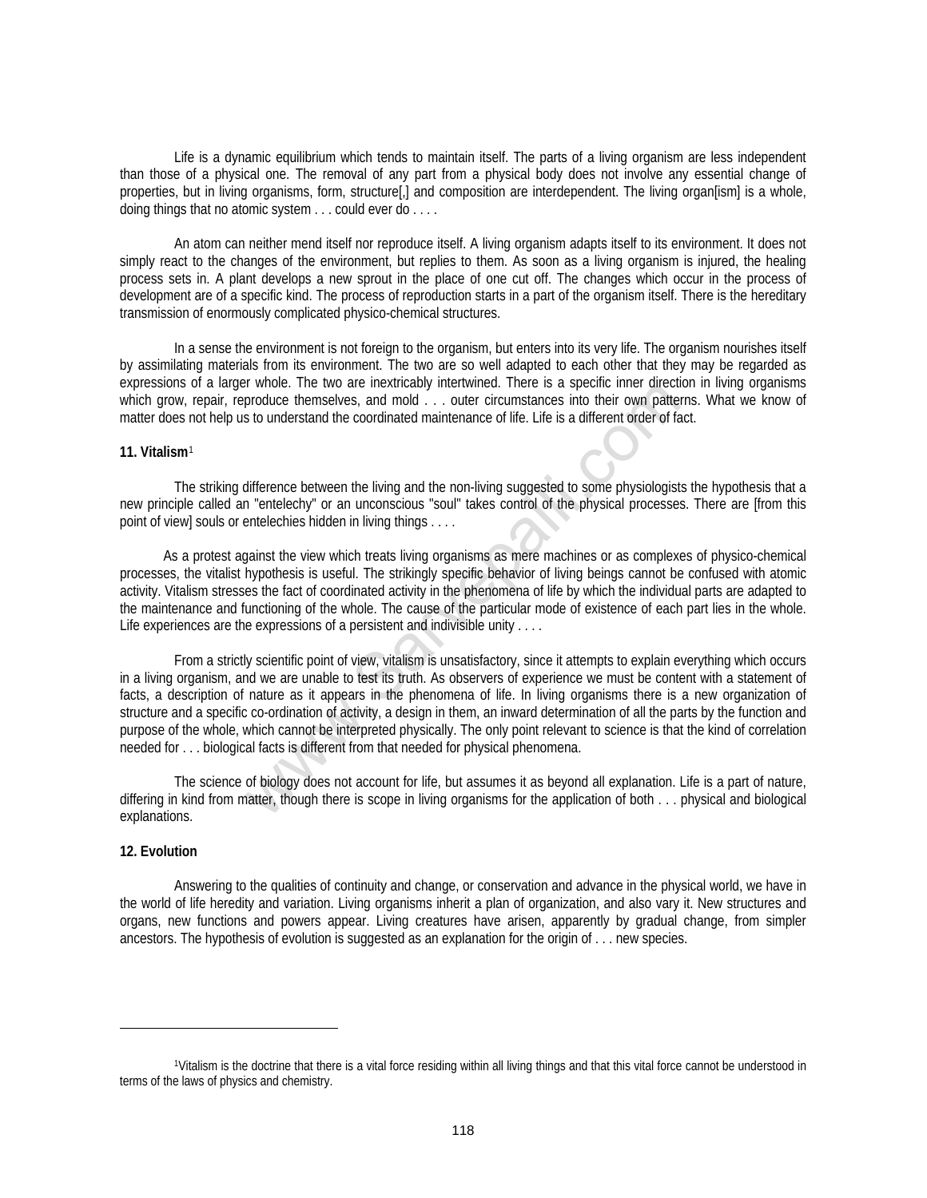Life is a dynamic equilibrium which tends to maintain itself. The parts of a living organism are less independent than those of a physical one. The removal of any part from a physical body does not involve any essential change of properties, but in living organisms, form, structure[,] and composition are interdependent. The living organ[ism] is a whole, doing things that no atomic system . . . could ever do . . . .

An atom can neither mend itself nor reproduce itself. A living organism adapts itself to its environment. It does not simply react to the changes of the environment, but replies to them. As soon as a living organism is injured, the healing process sets in. A plant develops a new sprout in the place of one cut off. The changes which occur in the process of development are of a specific kind. The process of reproduction starts in a part of the organism itself. There is the hereditary transmission of enormously complicated physico-chemical structures.

In a sense the environment is not foreign to the organism, but enters into its very life. The organism nourishes itself by assimilating materials from its environment. The two are so well adapted to each other that they may be regarded as expressions of a larger whole. The two are inextricably intertwined. There is a specific inner direction in living organisms which grow, repair, reproduce themselves, and mold . . . outer circumstances into their own patterns. What we know of matter does not help us to understand the coordinated maintenance of life. Life is a different order of fact.

**11. Vitalism**[1]

The striking difference between the living and the non-living suggested to some physiologists the hypothesis that a new principle called an "entelechy" or an unconscious "soul" takes control of the physical processes. There are [from this point of view] souls or entelechies hidden in living things . . . .

As a protest against the view which treats living organisms as mere machines or as complexes of physico-chemical processes, the vitalist hypothesis is useful. The strikingly specific behavior of living beings cannot be confused with atomic activity. Vitalism stresses the fact of coordinated activity in the phenomena of life by which the individual parts are adapted to the maintenance and functioning of the whole. The cause of the particular mode of existence of each part lies in the whole. Life experiences are the expressions of a persistent and indivisible unity . . . .

From a strictly scientific point of view, vitalism is unsatisfactory, since it attempts to explain everything which occurs in a living organism, and we are unable to test its truth. As observers of experience we must be content with a statement of facts, a description of nature as it appears in the phenomena of life. In living organisms there is a new organization of structure and a specific co-ordination of activity, a design in them, an inward determination of all the parts by the function and purpose of the whole, which cannot be interpreted physically. The only point relevant to science is that the kind of correlation needed for . . . biological facts is different from that needed for physical phenomena.

The science of biology does not account for life, but assumes it as beyond all explanation. Life is a part of nature, differing in kind from matter, though there is scope in living organisms for the application of both . . . physical and biological explanations.

**12. Evolution**

Answering to the qualities of continuity and change, or conservation and advance in the physical world, we have in the world of life heredity and variation. Living organisms inherit a plan of organization, and also vary it. New structures and organs, new functions and powers appear. Living creatures have arisen, apparently by gradual change, from simpler ancestors. The hypothesis of evolution is suggested as an explanation for the origin of . . . new species.

---

[1] Vitalism is the doctrine that there is a vital force residing within all living things and that this vital force cannot be understood in terms of the laws of physics and chemistry.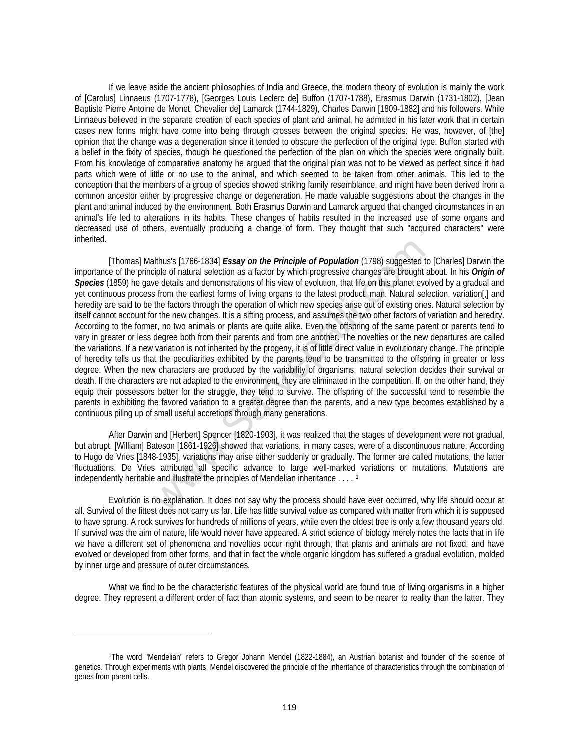If we leave aside the ancient philosophies of India and Greece, the modern theory of evolution is mainly the work of [Carolus] Linnaeus (1707-1778), [Georges Louis Leclerc de] Buffon (1707-1788), Erasmus Darwin (1731-1802), [Jean Baptiste Pierre Antoine de Monet, Chevalier de] Lamarck (1744-1829), Charles Darwin [1809-1882] and his followers. While Linnaeus believed in the separate creation of each species of plant and animal, he admitted in his later work that in certain cases new forms might have come into being through crosses between the original species. He was, however, of [the] opinion that the change was a degeneration since it tended to obscure the perfection of the original type. Buffon started with a belief in the fixity of species, though he questioned the perfection of the plan on which the species were originally built. From his knowledge of comparative anatomy he argued that the original plan was not to be viewed as perfect since it had parts which were of little or no use to the animal, and which seemed to be taken from other animals. This led to the conception that the members of a group of species showed striking family resemblance, and might have been derived from a common ancestor either by progressive change or degeneration. He made valuable suggestions about the changes in the plant and animal induced by the environment. Both Erasmus Darwin and Lamarck argued that changed circumstances in an animal's life led to alterations in its habits. These changes of habits resulted in the increased use of some organs and decreased use of others, eventually producing a change of form. They thought that such "acquired characters" were inherited.

[Thomas] Malthus's [1766-1834] ***Essay on the Principle of Population*** (1798) suggested to [Charles] Darwin the importance of the principle of natural selection as a factor by which progressive changes are brought about. In his ***Origin of Species*** (1859) he gave details and demonstrations of his view of evolution, that life on this planet evolved by a gradual and yet continuous process from the earliest forms of living organs to the latest product, man. Natural selection, variation[,] and heredity are said to be the factors through the operation of which new species arise out of existing ones. Natural selection by itself cannot account for the new changes. It is a sifting process, and assumes the two other factors of variation and heredity. According to the former, no two animals or plants are quite alike. Even the offspring of the same parent or parents tend to vary in greater or less degree both from their parents and from one another. The novelties or the new departures are called the variations. If a new variation is not inherited by the progeny, it is of little direct value in evolutionary change. The principle of heredity tells us that the peculiarities exhibited by the parents tend to be transmitted to the offspring in greater or less degree. When the new characters are produced by the variability of organisms, natural selection decides their survival or death. If the characters are not adapted to the environment, they are eliminated in the competition. If, on the other hand, they equip their possessors better for the struggle, they tend to survive. The offspring of the successful tend to resemble the parents in exhibiting the favored variation to a greater degree than the parents, and a new type becomes established by a continuous piling up of small useful accretions through many generations.

After Darwin and [Herbert] Spencer [1820-1903], it was realized that the stages of development were not gradual, but abrupt. [William] Bateson [1861-1926] showed that variations, in many cases, were of a discontinuous nature. According to Hugo de Vries [1848-1935], variations may arise either suddenly or gradually. The former are called mutations, the latter fluctuations. De Vries attributed all specific advance to large well-marked variations or mutations. Mutations are independently heritable and illustrate the principles of Mendelian inheritance . . . . [1]

Evolution is no explanation. It does not say why the process should have ever occurred, why life should occur at all. Survival of the fittest does not carry us far. Life has little survival value as compared with matter from which it is supposed to have sprung. A rock survives for hundreds of millions of years, while even the oldest tree is only a few thousand years old. If survival was the aim of nature, life would never have appeared. A strict science of biology merely notes the facts that in life we have a different set of phenomena and novelties occur right through, that plants and animals are not fixed, and have evolved or developed from other forms, and that in fact the whole organic kingdom has suffered a gradual evolution, molded by inner urge and pressure of outer circumstances.

What we find to be the characteristic features of the physical world are found true of living organisms in a higher degree. They represent a different order of fact than atomic systems, and seem to be nearer to reality than the latter. They

---

[1] The word "Mendelian" refers to Gregor Johann Mendel (1822-1884), an Austrian botanist and founder of the science of genetics. Through experiments with plants, Mendel discovered the principle of the inheritance of characteristics through the combination of genes from parent cells.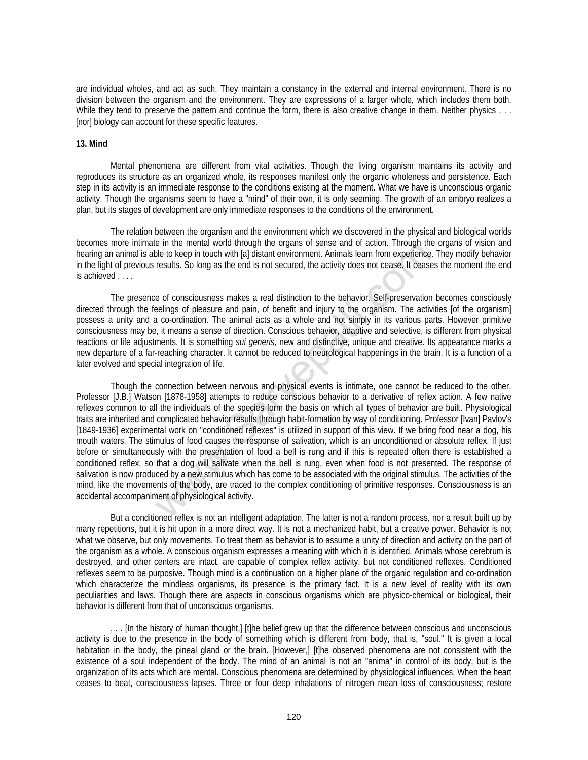are individual wholes, and act as such. They maintain a constancy in the external and internal environment. There is no division between the organism and the environment. They are expressions of a larger whole, which includes them both. While they tend to preserve the pattern and continue the form, there is also creative change in them. Neither physics . . . [nor] biology can account for these specific features.

**13. Mind**

Mental phenomena are different from vital activities. Though the living organism maintains its activity and reproduces its structure as an organized whole, its responses manifest only the organic wholeness and persistence. Each step in its activity is an immediate response to the conditions existing at the moment. What we have is unconscious organic activity. Though the organisms seem to have a "mind" of their own, it is only seeming. The growth of an embryo realizes a plan, but its stages of development are only immediate responses to the conditions of the environment.

The relation between the organism and the environment which we discovered in the physical and biological worlds becomes more intimate in the mental world through the organs of sense and of action. Through the organs of vision and hearing an animal is able to keep in touch with [a] distant environment. Animals learn from experience. They modify behavior in the light of previous results. So long as the end is not secured, the activity does not cease. It ceases the moment the end is achieved . . . .

The presence of consciousness makes a real distinction to the behavior. Self-preservation becomes consciously directed through the feelings of pleasure and pain, of benefit and injury to the organism. The activities [of the organism] possess a unity and a co-ordination. The animal acts as a whole and not simply in its various parts. However primitive consciousness may be, it means a sense of direction. Conscious behavior, adaptive and selective, is different from physical reactions or life adjustments. It is something *sui generis,* new and distinctive, unique and creative. Its appearance marks a new departure of a far-reaching character. It cannot be reduced to neurological happenings in the brain. It is a function of a later evolved and special integration of life.

Though the connection between nervous and physical events is intimate, one cannot be reduced to the other. Professor [J.B.] Watson [1878-1958] attempts to reduce conscious behavior to a derivative of reflex action. A few native reflexes common to all the individuals of the species form the basis on which all types of behavior are built. Physiological traits are inherited and complicated behavior results through habit-formation by way of conditioning. Professor [Ivan] Pavlov's [1849-1936] experimental work on "conditioned reflexes" is utilized in support of this view. If we bring food near a dog, his mouth waters. The stimulus of food causes the response of salivation, which is an unconditioned or absolute reflex. If just before or simultaneously with the presentation of food a bell is rung and if this is repeated often there is established a conditioned reflex, so that a dog will salivate when the bell is rung, even when food is not presented. The response of salivation is now produced by a new stimulus which has come to be associated with the original stimulus. The activities of the mind, like the movements of the body, are traced to the complex conditioning of primitive responses. Consciousness is an accidental accompaniment of physiological activity.

But a conditioned reflex is not an intelligent adaptation. The latter is not a random process, nor a result built up by many repetitions, but it is hit upon in a more direct way. It is not a mechanized habit, but a creative power. Behavior is not what we observe, but only movements. To treat them as behavior is to assume a unity of direction and activity on the part of the organism as a whole. A conscious organism expresses a meaning with which it is identified. Animals whose cerebrum is destroyed, and other centers are intact, are capable of complex reflex activity, but not conditioned reflexes. Conditioned reflexes seem to be purposive. Though mind is a continuation on a higher plane of the organic regulation and co-ordination which characterize the mindless organisms, its presence is the primary fact. It is a new level of reality with its own peculiarities and laws. Though there are aspects in conscious organisms which are physico-chemical or biological, their behavior is different from that of unconscious organisms.

. . . [In the history of human thought,] [t]he belief grew up that the difference between conscious and unconscious activity is due to the presence in the body of something which is different from body, that is, "soul." It is given a local habitation in the body, the pineal gland or the brain. [However,] [t]he observed phenomena are not consistent with the existence of a soul independent of the body. The mind of an animal is not an "anima" in control of its body, but is the organization of its acts which are mental. Conscious phenomena are determined by physiological influences. When the heart ceases to beat, consciousness lapses. Three or four deep inhalations of nitrogen mean loss of consciousness; restore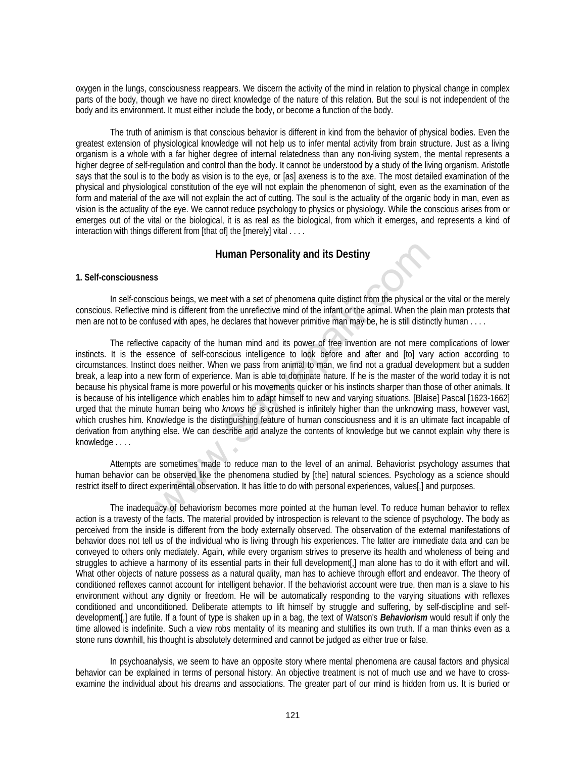oxygen in the lungs, consciousness reappears. We discern the activity of the mind in relation to physical change in complex parts of the body, though we have no direct knowledge of the nature of this relation. But the soul is not independent of the body and its environment. It must either include the body, or become a function of the body.

The truth of animism is that conscious behavior is different in kind from the behavior of physical bodies. Even the greatest extension of physiological knowledge will not help us to infer mental activity from brain structure. Just as a living organism is a whole with a far higher degree of internal relatedness than any non-living system, the mental represents a higher degree of self-regulation and control than the body. It cannot be understood by a study of the living organism. Aristotle says that the soul is to the body as vision is to the eye, or [as] axeness is to the axe. The most detailed examination of the physical and physiological constitution of the eye will not explain the phenomenon of sight, even as the examination of the form and material of the axe will not explain the act of cutting. The soul is the actuality of the organic body in man, even as vision is the actuality of the eye. We cannot reduce psychology to physics or physiology. While the conscious arises from or emerges out of the vital or the biological, it is as real as the biological, from which it emerges, and represents a kind of interaction with things different from [that of] the [merely] vital . . . .

## Human Personality and its Destiny

**1. Self-consciousness**

In self-conscious beings, we meet with a set of phenomena quite distinct from the physical or the vital or the merely conscious. Reflective mind is different from the unreflective mind of the infant or the animal. When the plain man protests that men are not to be confused with apes, he declares that however primitive man may be, he is still distinctly human . . . .

The reflective capacity of the human mind and its power of free invention are not mere complications of lower instincts. It is the essence of self-conscious intelligence to look before and after and [to] vary action according to circumstances. Instinct does neither. When we pass from animal to man, we find not a gradual development but a sudden break, a leap into a new form of experience. Man is able to dominate nature. If he is the master of the world today it is not because his physical frame is more powerful or his movements quicker or his instincts sharper than those of other animals. It is because of his intelligence which enables him to adapt himself to new and varying situations. [Blaise] Pascal [1623-1662] urged that the minute human being who *knows* he is crushed is infinitely higher than the unknowing mass, however vast, which crushes him. Knowledge is the distinguishing feature of human consciousness and it is an ultimate fact incapable of derivation from anything else. We can describe and analyze the contents of knowledge but we cannot explain why there is knowledge . . . .

Attempts are sometimes made to reduce man to the level of an animal. Behaviorist psychology assumes that human behavior can be observed like the phenomena studied by [the] natural sciences. Psychology as a science should restrict itself to direct experimental observation. It has little to do with personal experiences, values[,] and purposes.

The inadequacy of behaviorism becomes more pointed at the human level. To reduce human behavior to reflex action is a travesty of the facts. The material provided by introspection is relevant to the science of psychology. The body as perceived from the inside is different from the body externally observed. The observation of the external manifestations of behavior does not tell us of the individual who is living through his experiences. The latter are immediate data and can be conveyed to others only mediately. Again, while every organism strives to preserve its health and wholeness of being and struggles to achieve a harmony of its essential parts in their full development[,] man alone has to do it with effort and will. What other objects of nature possess as a natural quality, man has to achieve through effort and endeavor. The theory of conditioned reflexes cannot account for intelligent behavior. If the behaviorist account were true, then man is a slave to his environment without any dignity or freedom. He will be automatically responding to the varying situations with reflexes conditioned and unconditioned. Deliberate attempts to lift himself by struggle and suffering, by self-discipline and self-development[,] are futile. If a fount of type is shaken up in a bag, the text of Watson's ***Behaviorism*** would result if only the time allowed is indefinite. Such a view robs mentality of its meaning and stultifies its own truth. If a man thinks even as a stone runs downhill, his thought is absolutely determined and cannot be judged as either true or false.

In psychoanalysis, we seem to have an opposite story where mental phenomena are causal factors and physical behavior can be explained in terms of personal history. An objective treatment is not of much use and we have to cross-examine the individual about his dreams and associations. The greater part of our mind is hidden from us. It is buried or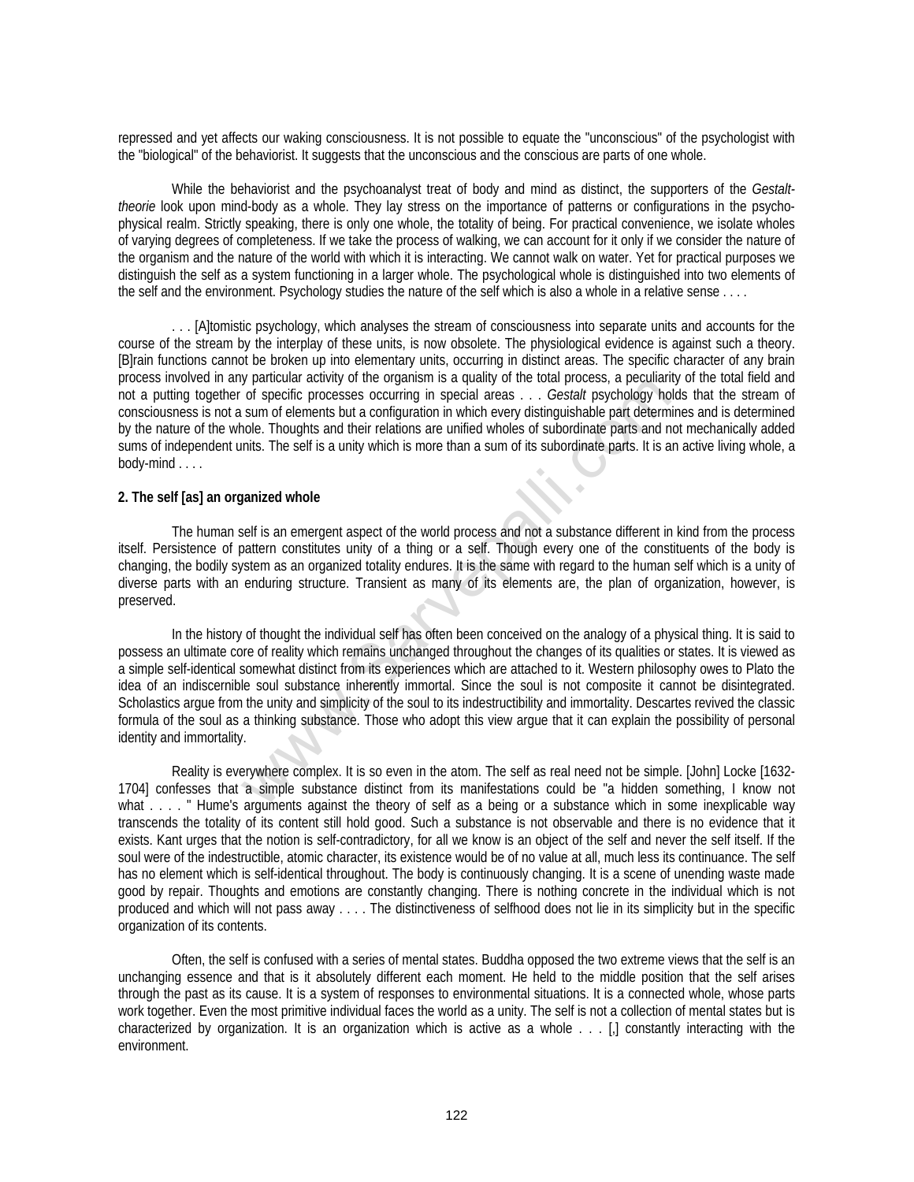repressed and yet affects our waking consciousness. It is not possible to equate the "unconscious" of the psychologist with the "biological" of the behaviorist. It suggests that the unconscious and the conscious are parts of one whole.

While the behaviorist and the psychoanalyst treat of body and mind as distinct, the supporters of the *Gestalt-theorie* look upon mind-body as a whole. They lay stress on the importance of patterns or configurations in the psycho-physical realm. Strictly speaking, there is only one whole, the totality of being. For practical convenience, we isolate wholes of varying degrees of completeness. If we take the process of walking, we can account for it only if we consider the nature of the organism and the nature of the world with which it is interacting. We cannot walk on water. Yet for practical purposes we distinguish the self as a system functioning in a larger whole. The psychological whole is distinguished into two elements of the self and the environment. Psychology studies the nature of the self which is also a whole in a relative sense . . . .

. . . [A]tomistic psychology, which analyses the stream of consciousness into separate units and accounts for the course of the stream by the interplay of these units, is now obsolete. The physiological evidence is against such a theory. [B]rain functions cannot be broken up into elementary units, occurring in distinct areas. The specific character of any brain process involved in any particular activity of the organism is a quality of the total process, a peculiarity of the total field and not a putting together of specific processes occurring in special areas . . . *Gestalt* psychology holds that the stream of consciousness is not a sum of elements but a configuration in which every distinguishable part determines and is determined by the nature of the whole. Thoughts and their relations are unified wholes of subordinate parts and not mechanically added sums of independent units. The self is a unity which is more than a sum of its subordinate parts. It is an active living whole, a body-mind . . . .

**2. The self [as] an organized whole**

The human self is an emergent aspect of the world process and not a substance different in kind from the process itself. Persistence of pattern constitutes unity of a thing or a self. Though every one of the constituents of the body is changing, the bodily system as an organized totality endures. It is the same with regard to the human self which is a unity of diverse parts with an enduring structure. Transient as many of its elements are, the plan of organization, however, is preserved.

In the history of thought the individual self has often been conceived on the analogy of a physical thing. It is said to possess an ultimate core of reality which remains unchanged throughout the changes of its qualities or states. It is viewed as a simple self-identical somewhat distinct from its experiences which are attached to it. Western philosophy owes to Plato the idea of an indiscernible soul substance inherently immortal. Since the soul is not composite it cannot be disintegrated. Scholastics argue from the unity and simplicity of the soul to its indestructibility and immortality. Descartes revived the classic formula of the soul as a thinking substance. Those who adopt this view argue that it can explain the possibility of personal identity and immortality.

Reality is everywhere complex. It is so even in the atom. The self as real need not be simple. [John] Locke [1632-1704] confesses that a simple substance distinct from its manifestations could be "a hidden something, I know not what . . . . " Hume's arguments against the theory of self as a being or a substance which in some inexplicable way transcends the totality of its content still hold good. Such a substance is not observable and there is no evidence that it exists. Kant urges that the notion is self-contradictory, for all we know is an object of the self and never the self itself. If the soul were of the indestructible, atomic character, its existence would be of no value at all, much less its continuance. The self has no element which is self-identical throughout. The body is continuously changing. It is a scene of unending waste made good by repair. Thoughts and emotions are constantly changing. There is nothing concrete in the individual which is not produced and which will not pass away . . . . The distinctiveness of selfhood does not lie in its simplicity but in the specific organization of its contents.

Often, the self is confused with a series of mental states. Buddha opposed the two extreme views that the self is an unchanging essence and that is it absolutely different each moment. He held to the middle position that the self arises through the past as its cause. It is a system of responses to environmental situations. It is a connected whole, whose parts work together. Even the most primitive individual faces the world as a unity. The self is not a collection of mental states but is characterized by organization. It is an organization which is active as a whole . . . [,] constantly interacting with the environment.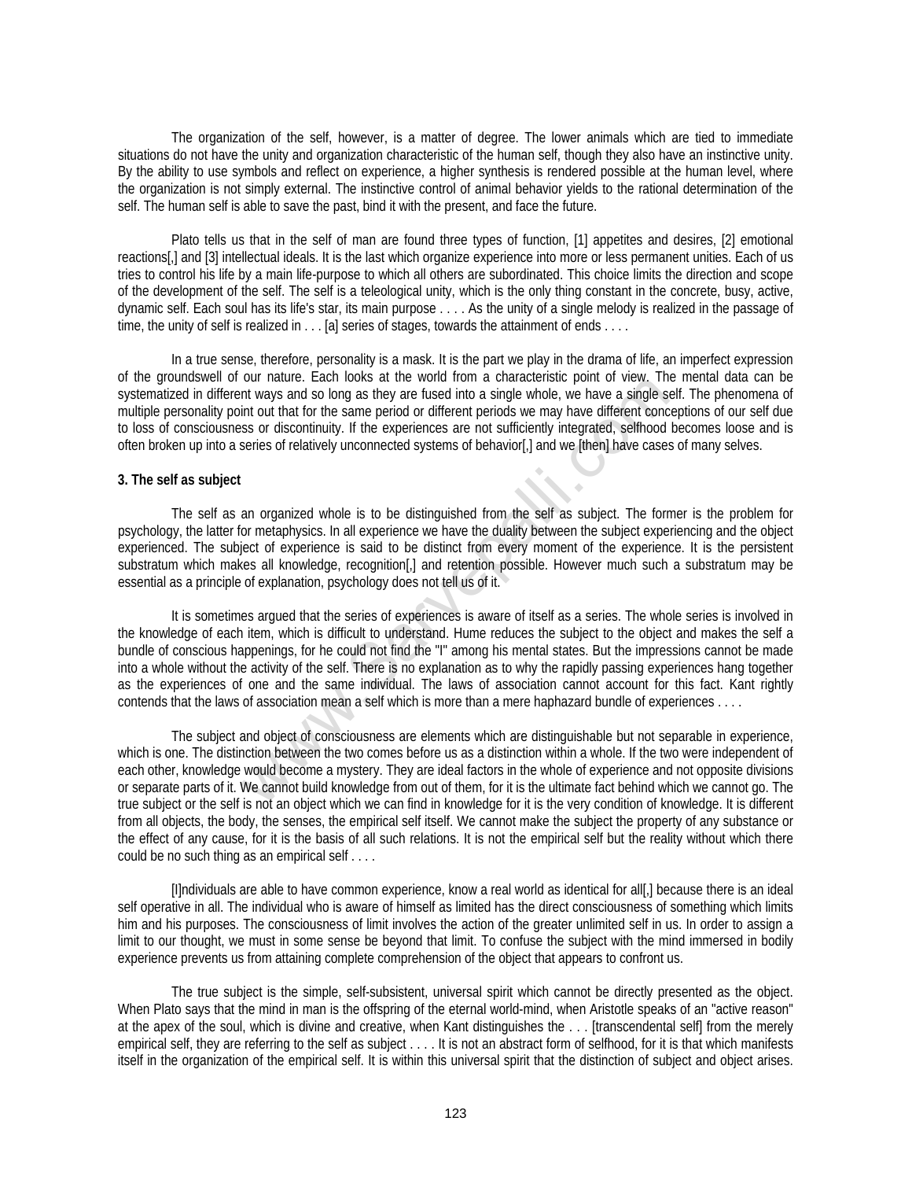The organization of the self, however, is a matter of degree. The lower animals which are tied to immediate situations do not have the unity and organization characteristic of the human self, though they also have an instinctive unity. By the ability to use symbols and reflect on experience, a higher synthesis is rendered possible at the human level, where the organization is not simply external. The instinctive control of animal behavior yields to the rational determination of the self. The human self is able to save the past, bind it with the present, and face the future.

Plato tells us that in the self of man are found three types of function, [1] appetites and desires, [2] emotional reactions[,] and [3] intellectual ideals. It is the last which organize experience into more or less permanent unities. Each of us tries to control his life by a main life-purpose to which all others are subordinated. This choice limits the direction and scope of the development of the self. The self is a teleological unity, which is the only thing constant in the concrete, busy, active, dynamic self. Each soul has its life's star, its main purpose . . . . As the unity of a single melody is realized in the passage of time, the unity of self is realized in . . . [a] series of stages, towards the attainment of ends . . . .

In a true sense, therefore, personality is a mask. It is the part we play in the drama of life, an imperfect expression of the groundswell of our nature. Each looks at the world from a characteristic point of view. The mental data can be systematized in different ways and so long as they are fused into a single whole, we have a single self. The phenomena of multiple personality point out that for the same period or different periods we may have different conceptions of our self due to loss of consciousness or discontinuity. If the experiences are not sufficiently integrated, selfhood becomes loose and is often broken up into a series of relatively unconnected systems of behavior[,] and we [then] have cases of many selves.

**3. The self as subject**

The self as an organized whole is to be distinguished from the self as subject. The former is the problem for psychology, the latter for metaphysics. In all experience we have the duality between the subject experiencing and the object experienced. The subject of experience is said to be distinct from every moment of the experience. It is the persistent substratum which makes all knowledge, recognition[,] and retention possible. However much such a substratum may be essential as a principle of explanation, psychology does not tell us of it.

It is sometimes argued that the series of experiences is aware of itself as a series. The whole series is involved in the knowledge of each item, which is difficult to understand. Hume reduces the subject to the object and makes the self a bundle of conscious happenings, for he could not find the "I" among his mental states. But the impressions cannot be made into a whole without the activity of the self. There is no explanation as to why the rapidly passing experiences hang together as the experiences of one and the same individual. The laws of association cannot account for this fact. Kant rightly contends that the laws of association mean a self which is more than a mere haphazard bundle of experiences . . . .

The subject and object of consciousness are elements which are distinguishable but not separable in experience, which is one. The distinction between the two comes before us as a distinction within a whole. If the two were independent of each other, knowledge would become a mystery. They are ideal factors in the whole of experience and not opposite divisions or separate parts of it. We cannot build knowledge from out of them, for it is the ultimate fact behind which we cannot go. The true subject or the self is not an object which we can find in knowledge for it is the very condition of knowledge. It is different from all objects, the body, the senses, the empirical self itself. We cannot make the subject the property of any substance or the effect of any cause, for it is the basis of all such relations. It is not the empirical self but the reality without which there could be no such thing as an empirical self . . . .

[I]ndividuals are able to have common experience, know a real world as identical for all[,] because there is an ideal self operative in all. The individual who is aware of himself as limited has the direct consciousness of something which limits him and his purposes. The consciousness of limit involves the action of the greater unlimited self in us. In order to assign a limit to our thought, we must in some sense be beyond that limit. To confuse the subject with the mind immersed in bodily experience prevents us from attaining complete comprehension of the object that appears to confront us.

The true subject is the simple, self-subsistent, universal spirit which cannot be directly presented as the object. When Plato says that the mind in man is the offspring of the eternal world-mind, when Aristotle speaks of an "active reason" at the apex of the soul, which is divine and creative, when Kant distinguishes the . . . [transcendental self] from the merely empirical self, they are referring to the self as subject . . . . It is not an abstract form of selfhood, for it is that which manifests itself in the organization of the empirical self. It is within this universal spirit that the distinction of subject and object arises.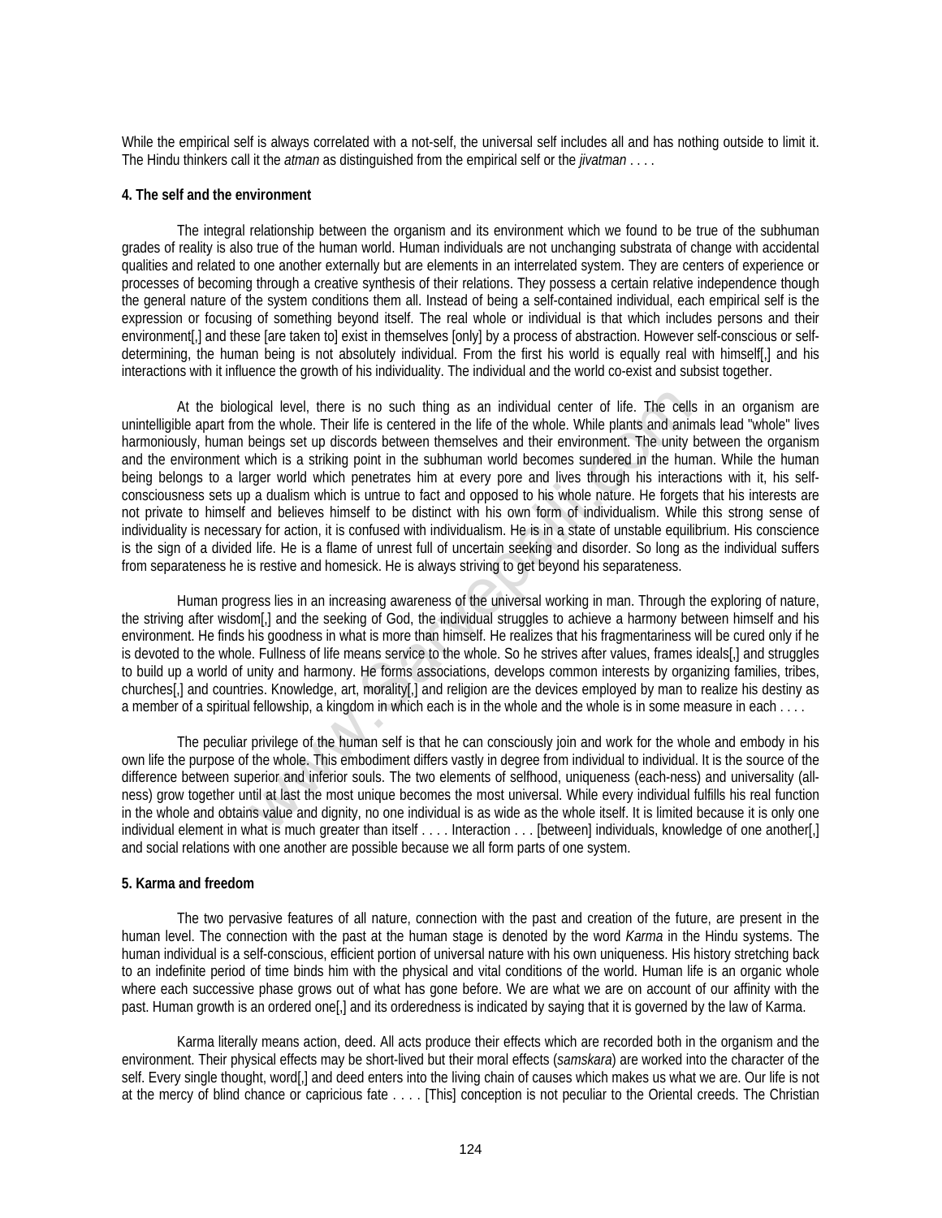While the empirical self is always correlated with a not-self, the universal self includes all and has nothing outside to limit it. The Hindu thinkers call it the *atman* as distinguished from the empirical self or the *jivatman* . . . .

**4. The self and the environment**

The integral relationship between the organism and its environment which we found to be true of the subhuman grades of reality is also true of the human world. Human individuals are not unchanging substrata of change with accidental qualities and related to one another externally but are elements in an interrelated system. They are centers of experience or processes of becoming through a creative synthesis of their relations. They possess a certain relative independence though the general nature of the system conditions them all. Instead of being a self-contained individual, each empirical self is the expression or focusing of something beyond itself. The real whole or individual is that which includes persons and their environment[,] and these [are taken to] exist in themselves [only] by a process of abstraction. However self-conscious or self-determining, the human being is not absolutely individual. From the first his world is equally real with himself[,] and his interactions with it influence the growth of his individuality. The individual and the world co-exist and subsist together.

At the biological level, there is no such thing as an individual center of life. The cells in an organism are unintelligible apart from the whole. Their life is centered in the life of the whole. While plants and animals lead "whole" lives harmoniously, human beings set up discords between themselves and their environment. The unity between the organism and the environment which is a striking point in the subhuman world becomes sundered in the human. While the human being belongs to a larger world which penetrates him at every pore and lives through his interactions with it, his self-consciousness sets up a dualism which is untrue to fact and opposed to his whole nature. He forgets that his interests are not private to himself and believes himself to be distinct with his own form of individualism. While this strong sense of individuality is necessary for action, it is confused with individualism. He is in a state of unstable equilibrium. His conscience is the sign of a divided life. He is a flame of unrest full of uncertain seeking and disorder. So long as the individual suffers from separateness he is restive and homesick. He is always striving to get beyond his separateness.

Human progress lies in an increasing awareness of the universal working in man. Through the exploring of nature, the striving after wisdom[,] and the seeking of God, the individual struggles to achieve a harmony between himself and his environment. He finds his goodness in what is more than himself. He realizes that his fragmentariness will be cured only if he is devoted to the whole. Fullness of life means service to the whole. So he strives after values, frames ideals[,] and struggles to build up a world of unity and harmony. He forms associations, develops common interests by organizing families, tribes, churches[,] and countries. Knowledge, art, morality[,] and religion are the devices employed by man to realize his destiny as a member of a spiritual fellowship, a kingdom in which each is in the whole and the whole is in some measure in each . . . .

The peculiar privilege of the human self is that he can consciously join and work for the whole and embody in his own life the purpose of the whole. This embodiment differs vastly in degree from individual to individual. It is the source of the difference between superior and inferior souls. The two elements of selfhood, uniqueness (each-ness) and universality (all-ness) grow together until at last the most unique becomes the most universal. While every individual fulfills his real function in the whole and obtains value and dignity, no one individual is as wide as the whole itself. It is limited because it is only one individual element in what is much greater than itself . . . . Interaction . . . [between] individuals, knowledge of one another[,] and social relations with one another are possible because we all form parts of one system.

**5. Karma and freedom**

The two pervasive features of all nature, connection with the past and creation of the future, are present in the human level. The connection with the past at the human stage is denoted by the word *Karma* in the Hindu systems. The human individual is a self-conscious, efficient portion of universal nature with his own uniqueness. His history stretching back to an indefinite period of time binds him with the physical and vital conditions of the world. Human life is an organic whole where each successive phase grows out of what has gone before. We are what we are on account of our affinity with the past. Human growth is an ordered one[,] and its orderedness is indicated by saying that it is governed by the law of Karma.

Karma literally means action, deed. All acts produce their effects which are recorded both in the organism and the environment. Their physical effects may be short-lived but their moral effects (*samskara*) are worked into the character of the self. Every single thought, word[,] and deed enters into the living chain of causes which makes us what we are. Our life is not at the mercy of blind chance or capricious fate . . . . [This] conception is not peculiar to the Oriental creeds. The Christian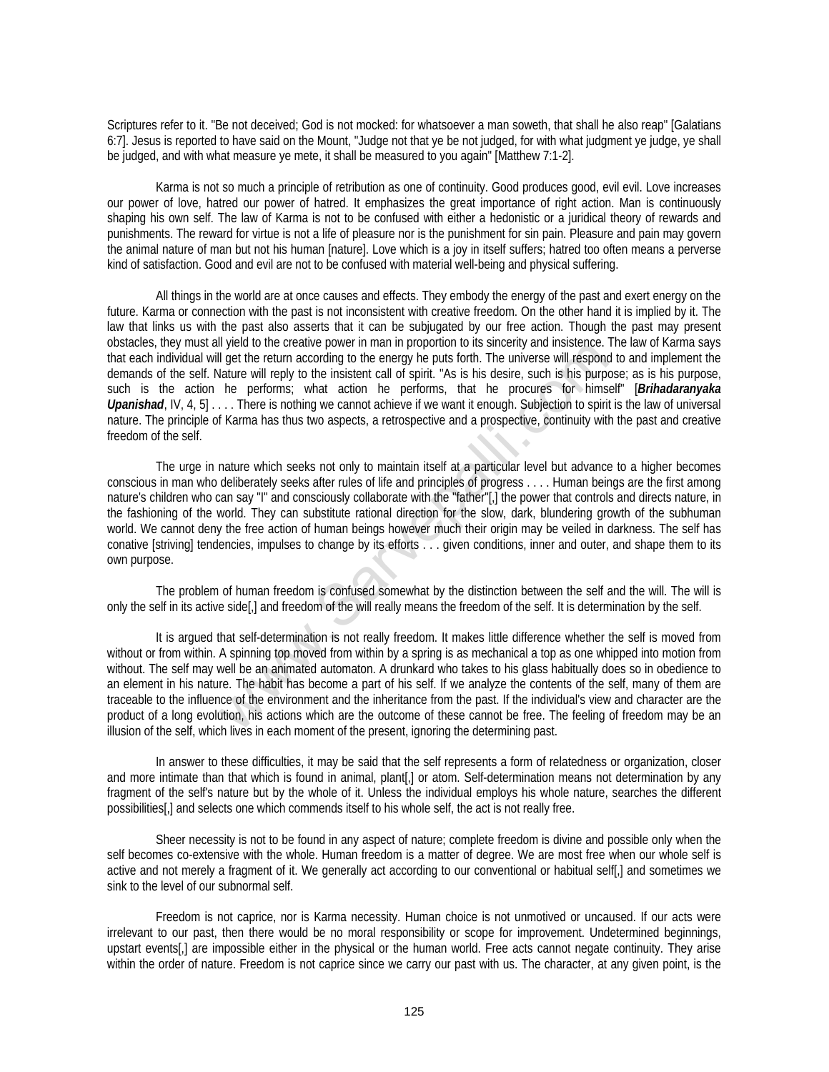Scriptures refer to it. "Be not deceived; God is not mocked: for whatsoever a man soweth, that shall he also reap" [Galatians 6:7]. Jesus is reported to have said on the Mount, "Judge not that ye be not judged, for with what judgment ye judge, ye shall be judged, and with what measure ye mete, it shall be measured to you again" [Matthew 7:1-2].

Karma is not so much a principle of retribution as one of continuity. Good produces good, evil evil. Love increases our power of love, hatred our power of hatred. It emphasizes the great importance of right action. Man is continuously shaping his own self. The law of Karma is not to be confused with either a hedonistic or a juridical theory of rewards and punishments. The reward for virtue is not a life of pleasure nor is the punishment for sin pain. Pleasure and pain may govern the animal nature of man but not his human [nature]. Love which is a joy in itself suffers; hatred too often means a perverse kind of satisfaction. Good and evil are not to be confused with material well-being and physical suffering.

All things in the world are at once causes and effects. They embody the energy of the past and exert energy on the future. Karma or connection with the past is not inconsistent with creative freedom. On the other hand it is implied by it. The law that links us with the past also asserts that it can be subjugated by our free action. Though the past may present obstacles, they must all yield to the creative power in man in proportion to its sincerity and insistence. The law of Karma says that each individual will get the return according to the energy he puts forth. The universe will respond to and implement the demands of the self. Nature will reply to the insistent call of spirit. "As is his desire, such is his purpose; as is his purpose, such is the action he performs; what action he performs, that he procures for himself" [***Brihadaranyaka Upanishad***, IV, 4, 5] . . . . There is nothing we cannot achieve if we want it enough. Subjection to spirit is the law of universal nature. The principle of Karma has thus two aspects, a retrospective and a prospective, continuity with the past and creative freedom of the self.

The urge in nature which seeks not only to maintain itself at a particular level but advance to a higher becomes conscious in man who deliberately seeks after rules of life and principles of progress . . . . Human beings are the first among nature's children who can say "I" and consciously collaborate with the "father"[,] the power that controls and directs nature, in the fashioning of the world. They can substitute rational direction for the slow, dark, blundering growth of the subhuman world. We cannot deny the free action of human beings however much their origin may be veiled in darkness. The self has conative [striving] tendencies, impulses to change by its efforts . . . given conditions, inner and outer, and shape them to its own purpose.

The problem of human freedom is confused somewhat by the distinction between the self and the will. The will is only the self in its active side[,] and freedom of the will really means the freedom of the self. It is determination by the self.

It is argued that self-determination is not really freedom. It makes little difference whether the self is moved from without or from within. A spinning top moved from within by a spring is as mechanical a top as one whipped into motion from without. The self may well be an animated automaton. A drunkard who takes to his glass habitually does so in obedience to an element in his nature. The habit has become a part of his self. If we analyze the contents of the self, many of them are traceable to the influence of the environment and the inheritance from the past. If the individual's view and character are the product of a long evolution, his actions which are the outcome of these cannot be free. The feeling of freedom may be an illusion of the self, which lives in each moment of the present, ignoring the determining past.

In answer to these difficulties, it may be said that the self represents a form of relatedness or organization, closer and more intimate than that which is found in animal, plant[,] or atom. Self-determination means not determination by any fragment of the self's nature but by the whole of it. Unless the individual employs his whole nature, searches the different possibilities[,] and selects one which commends itself to his whole self, the act is not really free.

Sheer necessity is not to be found in any aspect of nature; complete freedom is divine and possible only when the self becomes co-extensive with the whole. Human freedom is a matter of degree. We are most free when our whole self is active and not merely a fragment of it. We generally act according to our conventional or habitual self[,] and sometimes we sink to the level of our subnormal self.

Freedom is not caprice, nor is Karma necessity. Human choice is not unmotived or uncaused. If our acts were irrelevant to our past, then there would be no moral responsibility or scope for improvement. Undetermined beginnings, upstart events[,] are impossible either in the physical or the human world. Free acts cannot negate continuity. They arise within the order of nature. Freedom is not caprice since we carry our past with us. The character, at any given point, is the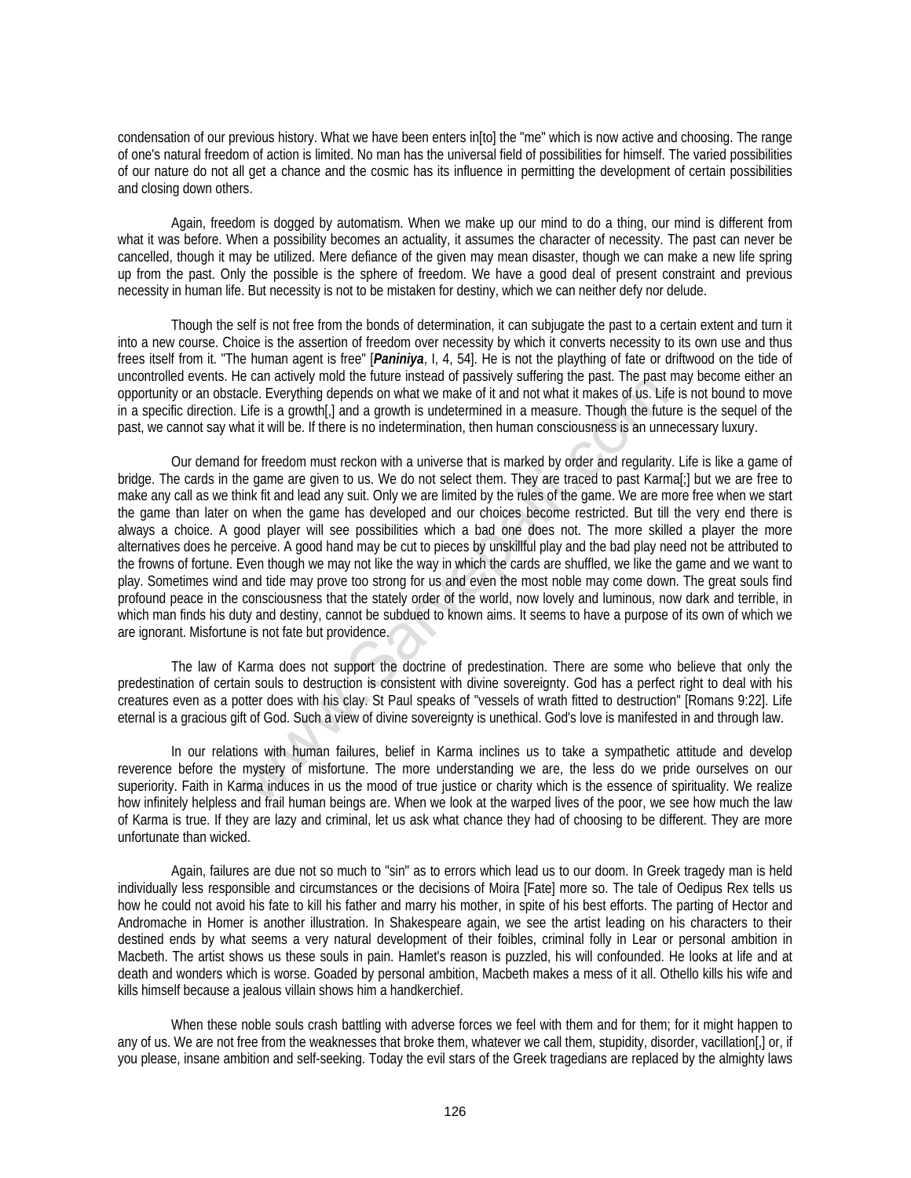condensation of our previous history. What we have been enters in[to] the "me" which is now active and choosing. The range of one's natural freedom of action is limited. No man has the universal field of possibilities for himself. The varied possibilities of our nature do not all get a chance and the cosmic has its influence in permitting the development of certain possibilities and closing down others.

Again, freedom is dogged by automatism. When we make up our mind to do a thing, our mind is different from what it was before. When a possibility becomes an actuality, it assumes the character of necessity. The past can never be cancelled, though it may be utilized. Mere defiance of the given may mean disaster, though we can make a new life spring up from the past. Only the possible is the sphere of freedom. We have a good deal of present constraint and previous necessity in human life. But necessity is not to be mistaken for destiny, which we can neither defy nor delude.

Though the self is not free from the bonds of determination, it can subjugate the past to a certain extent and turn it into a new course. Choice is the assertion of freedom over necessity by which it converts necessity to its own use and thus frees itself from it. "The human agent is free" [***Paniniya***, I, 4, 54]. He is not the plaything of fate or driftwood on the tide of uncontrolled events. He can actively mold the future instead of passively suffering the past. The past may become either an opportunity or an obstacle. Everything depends on what we make of it and not what it makes of us. Life is not bound to move in a specific direction. Life is a growth[,] and a growth is undetermined in a measure. Though the future is the sequel of the past, we cannot say what it will be. If there is no indetermination, then human consciousness is an unnecessary luxury.

Our demand for freedom must reckon with a universe that is marked by order and regularity. Life is like a game of bridge. The cards in the game are given to us. We do not select them. They are traced to past Karma[;] but we are free to make any call as we think fit and lead any suit. Only we are limited by the rules of the game. We are more free when we start the game than later on when the game has developed and our choices become restricted. But till the very end there is always a choice. A good player will see possibilities which a bad one does not. The more skilled a player the more alternatives does he perceive. A good hand may be cut to pieces by unskillful play and the bad play need not be attributed to the frowns of fortune. Even though we may not like the way in which the cards are shuffled, we like the game and we want to play. Sometimes wind and tide may prove too strong for us and even the most noble may come down. The great souls find profound peace in the consciousness that the stately order of the world, now lovely and luminous, now dark and terrible, in which man finds his duty and destiny, cannot be subdued to known aims. It seems to have a purpose of its own of which we are ignorant. Misfortune is not fate but providence.

The law of Karma does not support the doctrine of predestination. There are some who believe that only the predestination of certain souls to destruction is consistent with divine sovereignty. God has a perfect right to deal with his creatures even as a potter does with his clay. St Paul speaks of "vessels of wrath fitted to destruction" [Romans 9:22]. Life eternal is a gracious gift of God. Such a view of divine sovereignty is unethical. God's love is manifested in and through law.

In our relations with human failures, belief in Karma inclines us to take a sympathetic attitude and develop reverence before the mystery of misfortune. The more understanding we are, the less do we pride ourselves on our superiority. Faith in Karma induces in us the mood of true justice or charity which is the essence of spirituality. We realize how infinitely helpless and frail human beings are. When we look at the warped lives of the poor, we see how much the law of Karma is true. If they are lazy and criminal, let us ask what chance they had of choosing to be different. They are more unfortunate than wicked.

Again, failures are due not so much to "sin" as to errors which lead us to our doom. In Greek tragedy man is held individually less responsible and circumstances or the decisions of Moira [Fate] more so. The tale of Oedipus Rex tells us how he could not avoid his fate to kill his father and marry his mother, in spite of his best efforts. The parting of Hector and Andromache in Homer is another illustration. In Shakespeare again, we see the artist leading on his characters to their destined ends by what seems a very natural development of their foibles, criminal folly in Lear or personal ambition in Macbeth. The artist shows us these souls in pain. Hamlet's reason is puzzled, his will confounded. He looks at life and at death and wonders which is worse. Goaded by personal ambition, Macbeth makes a mess of it all. Othello kills his wife and kills himself because a jealous villain shows him a handkerchief.

When these noble souls crash battling with adverse forces we feel with them and for them; for it might happen to any of us. We are not free from the weaknesses that broke them, whatever we call them, stupidity, disorder, vacillation[,] or, if you please, insane ambition and self-seeking. Today the evil stars of the Greek tragedians are replaced by the almighty laws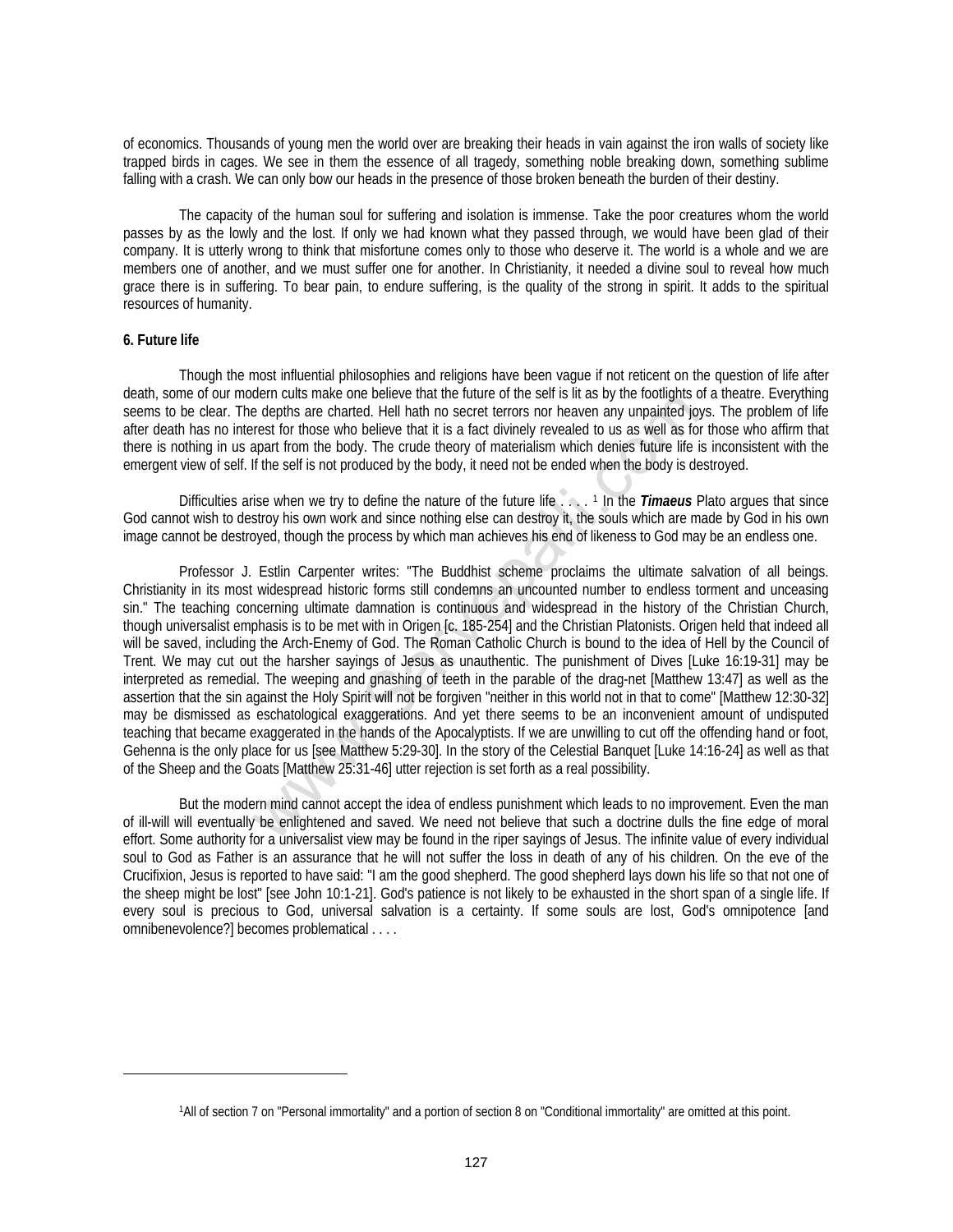of economics. Thousands of young men the world over are breaking their heads in vain against the iron walls of society like trapped birds in cages. We see in them the essence of all tragedy, something noble breaking down, something sublime falling with a crash. We can only bow our heads in the presence of those broken beneath the burden of their destiny.

The capacity of the human soul for suffering and isolation is immense. Take the poor creatures whom the world passes by as the lowly and the lost. If only we had known what they passed through, we would have been glad of their company. It is utterly wrong to think that misfortune comes only to those who deserve it. The world is a whole and we are members one of another, and we must suffer one for another. In Christianity, it needed a divine soul to reveal how much grace there is in suffering. To bear pain, to endure suffering, is the quality of the strong in spirit. It adds to the spiritual resources of humanity.

**6. Future life**

Though the most influential philosophies and religions have been vague if not reticent on the question of life after death, some of our modern cults make one believe that the future of the self is lit as by the footlights of a theatre. Everything seems to be clear. The depths are charted. Hell hath no secret terrors nor heaven any unpainted joys. The problem of life after death has no interest for those who believe that it is a fact divinely revealed to us as well as for those who affirm that there is nothing in us apart from the body. The crude theory of materialism which denies future life is inconsistent with the emergent view of self. If the self is not produced by the body, it need not be ended when the body is destroyed.

Difficulties arise when we try to define the nature of the future life . . . . [1] In the ***Timaeus*** Plato argues that since God cannot wish to destroy his own work and since nothing else can destroy it, the souls which are made by God in his own image cannot be destroyed, though the process by which man achieves his end of likeness to God may be an endless one.

Professor J. Estlin Carpenter writes: "The Buddhist scheme proclaims the ultimate salvation of all beings. Christianity in its most widespread historic forms still condemns an uncounted number to endless torment and unceasing sin." The teaching concerning ultimate damnation is continuous and widespread in the history of the Christian Church, though universalist emphasis is to be met with in Origen [c. 185-254] and the Christian Platonists. Origen held that indeed all will be saved, including the Arch-Enemy of God. The Roman Catholic Church is bound to the idea of Hell by the Council of Trent. We may cut out the harsher sayings of Jesus as unauthentic. The punishment of Dives [Luke 16:19-31] may be interpreted as remedial. The weeping and gnashing of teeth in the parable of the drag-net [Matthew 13:47] as well as the assertion that the sin against the Holy Spirit will not be forgiven "neither in this world not in that to come" [Matthew 12:30-32] may be dismissed as eschatological exaggerations. And yet there seems to be an inconvenient amount of undisputed teaching that became exaggerated in the hands of the Apocalyptists. If we are unwilling to cut off the offending hand or foot, Gehenna is the only place for us [see Matthew 5:29-30]. In the story of the Celestial Banquet [Luke 14:16-24] as well as that of the Sheep and the Goats [Matthew 25:31-46] utter rejection is set forth as a real possibility.

But the modern mind cannot accept the idea of endless punishment which leads to no improvement. Even the man of ill-will will eventually be enlightened and saved. We need not believe that such a doctrine dulls the fine edge of moral effort. Some authority for a universalist view may be found in the riper sayings of Jesus. The infinite value of every individual soul to God as Father is an assurance that he will not suffer the loss in death of any of his children. On the eve of the Crucifixion, Jesus is reported to have said: "I am the good shepherd. The good shepherd lays down his life so that not one of the sheep might be lost" [see John 10:1-21]. God's patience is not likely to be exhausted in the short span of a single life. If every soul is precious to God, universal salvation is a certainty. If some souls are lost, God's omnipotence [and omnibenevolence?] becomes problematical . . . .

---

[1] All of section 7 on "Personal immortality" and a portion of section 8 on "Conditional immortality" are omitted at this point.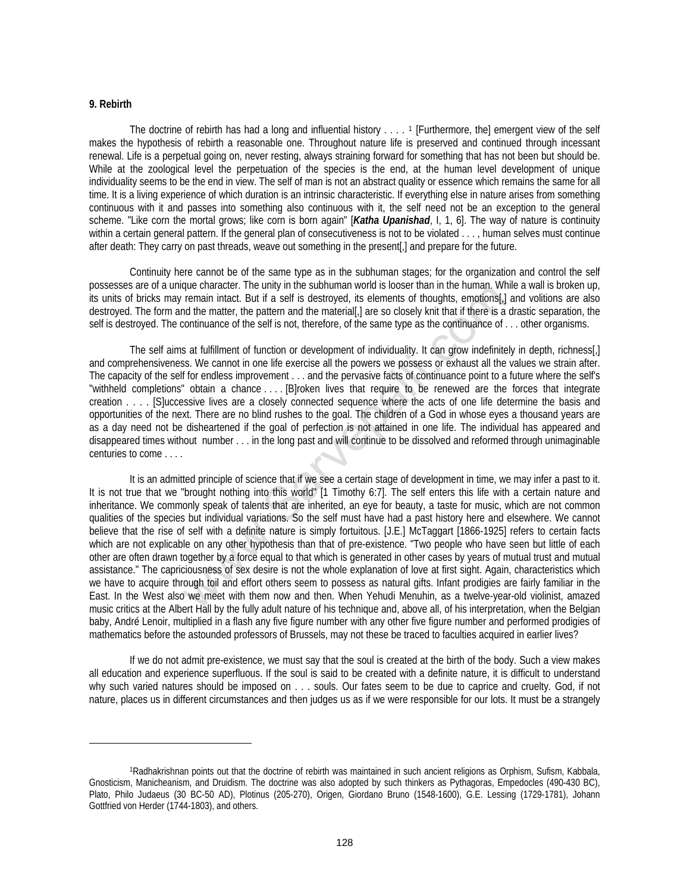**9. Rebirth**

The doctrine of rebirth has had a long and influential history . . . . [1] [Furthermore, the] emergent view of the self makes the hypothesis of rebirth a reasonable one. Throughout nature life is preserved and continued through incessant renewal. Life is a perpetual going on, never resting, always straining forward for something that has not been but should be. While at the zoological level the perpetuation of the species is the end, at the human level development of unique individuality seems to be the end in view. The self of man is not an abstract quality or essence which remains the same for all time. It is a living experience of which duration is an intrinsic characteristic. If everything else in nature arises from something continuous with it and passes into something also continuous with it, the self need not be an exception to the general scheme. "Like corn the mortal grows; like corn is born again" [***Katha Upanishad***, I, 1, 6]. The way of nature is continuity within a certain general pattern. If the general plan of consecutiveness is not to be violated . . . , human selves must continue after death: They carry on past threads, weave out something in the present[,] and prepare for the future.

Continuity here cannot be of the same type as in the subhuman stages; for the organization and control the self possesses are of a unique character. The unity in the subhuman world is looser than in the human. While a wall is broken up, its units of bricks may remain intact. But if a self is destroyed, its elements of thoughts, emotions[,] and volitions are also destroyed. The form and the matter, the pattern and the material[,] are so closely knit that if there is a drastic separation, the self is destroyed. The continuance of the self is not, therefore, of the same type as the continuance of . . . other organisms.

The self aims at fulfillment of function or development of individuality. It can grow indefinitely in depth, richness[,] and comprehensiveness. We cannot in one life exercise all the powers we possess or exhaust all the values we strain after. The capacity of the self for endless improvement . . . and the pervasive facts of continuance point to a future where the self's "withheld completions" obtain a chance . . . . [B]roken lives that require to be renewed are the forces that integrate creation . . . . [S]uccessive lives are a closely connected sequence where the acts of one life determine the basis and opportunities of the next. There are no blind rushes to the goal. The children of a God in whose eyes a thousand years are as a day need not be disheartened if the goal of perfection is not attained in one life. The individual has appeared and disappeared times without number . . . in the long past and will continue to be dissolved and reformed through unimaginable centuries to come . . . .

It is an admitted principle of science that if we see a certain stage of development in time, we may infer a past to it. It is not true that we "brought nothing into this world" [1 Timothy 6:7]. The self enters this life with a certain nature and inheritance. We commonly speak of talents that are inherited, an eye for beauty, a taste for music, which are not common qualities of the species but individual variations. So the self must have had a past history here and elsewhere. We cannot believe that the rise of self with a definite nature is simply fortuitous. [J.E.] McTaggart [1866-1925] refers to certain facts which are not explicable on any other hypothesis than that of pre-existence. "Two people who have seen but little of each other are often drawn together by a force equal to that which is generated in other cases by years of mutual trust and mutual assistance." The capriciousness of sex desire is not the whole explanation of love at first sight. Again, characteristics which we have to acquire through toil and effort others seem to possess as natural gifts. Infant prodigies are fairly familiar in the East. In the West also we meet with them now and then. When Yehudi Menuhin, as a twelve-year-old violinist, amazed music critics at the Albert Hall by the fully adult nature of his technique and, above all, of his interpretation, when the Belgian baby, André Lenoir, multiplied in a flash any five figure number with any other five figure number and performed prodigies of mathematics before the astounded professors of Brussels, may not these be traced to faculties acquired in earlier lives?

If we do not admit pre-existence, we must say that the soul is created at the birth of the body. Such a view makes all education and experience superfluous. If the soul is said to be created with a definite nature, it is difficult to understand why such varied natures should be imposed on . . . souls. Our fates seem to be due to caprice and cruelty. God, if not nature, places us in different circumstances and then judges us as if we were responsible for our lots. It must be a strangely

[1] Radhakrishnan points out that the doctrine of rebirth was maintained in such ancient religions as Orphism, Sufism, Kabbala, Gnosticism, Manicheanism, and Druidism. The doctrine was also adopted by such thinkers as Pythagoras, Empedocles (490-430 BC), Plato, Philo Judaeus (30 BC-50 AD), Plotinus (205-270), Origen, Giordano Bruno (1548-1600), G.E. Lessing (1729-1781), Johann Gottfried von Herder (1744-1803), and others.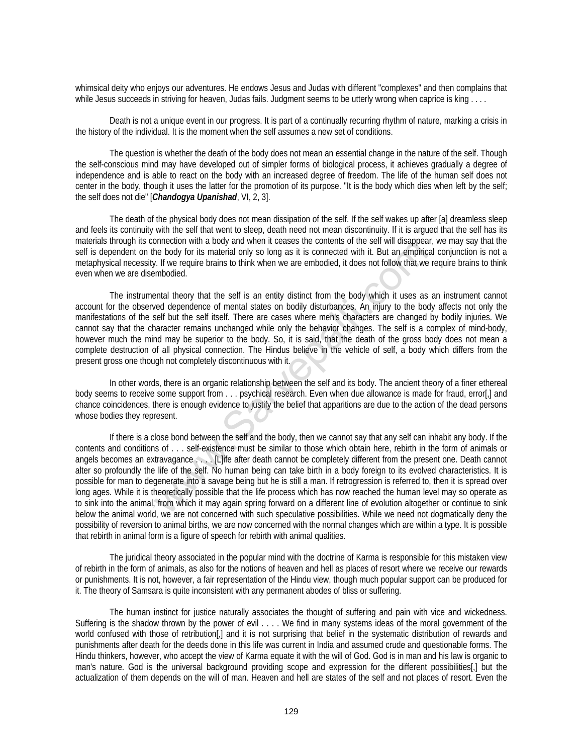whimsical deity who enjoys our adventures. He endows Jesus and Judas with different "complexes" and then complains that while Jesus succeeds in striving for heaven, Judas fails. Judgment seems to be utterly wrong when caprice is king . . . .

Death is not a unique event in our progress. It is part of a continually recurring rhythm of nature, marking a crisis in the history of the individual. It is the moment when the self assumes a new set of conditions.

The question is whether the death of the body does not mean an essential change in the nature of the self. Though the self-conscious mind may have developed out of simpler forms of biological process, it achieves gradually a degree of independence and is able to react on the body with an increased degree of freedom. The life of the human self does not center in the body, though it uses the latter for the promotion of its purpose. "It is the body which dies when left by the self; the self does not die" [***Chandogya Upanishad***, VI, 2, 3].

The death of the physical body does not mean dissipation of the self. If the self wakes up after [a] dreamless sleep and feels its continuity with the self that went to sleep, death need not mean discontinuity. If it is argued that the self has its materials through its connection with a body and when it ceases the contents of the self will disappear, we may say that the self is dependent on the body for its material only so long as it is connected with it. But an empirical conjunction is not a metaphysical necessity. If we require brains to think when we are embodied, it does not follow that we require brains to think even when we are disembodied.

The instrumental theory that the self is an entity distinct from the body which it uses as an instrument cannot account for the observed dependence of mental states on bodily disturbances. An injury to the body affects not only the manifestations of the self but the self itself. There are cases where men's characters are changed by bodily injuries. We cannot say that the character remains unchanged while only the behavior changes. The self is a complex of mind-body, however much the mind may be superior to the body. So, it is said, that the death of the gross body does not mean a complete destruction of all physical connection. The Hindus believe in the vehicle of self, a body which differs from the present gross one though not completely discontinuous with it.

In other words, there is an organic relationship between the self and its body. The ancient theory of a finer ethereal body seems to receive some support from . . . psychical research. Even when due allowance is made for fraud, error[,] and chance coincidences, there is enough evidence to justify the belief that apparitions are due to the action of the dead persons whose bodies they represent.

If there is a close bond between the self and the body, then we cannot say that any self can inhabit any body. If the contents and conditions of . . . self-existence must be similar to those which obtain here, rebirth in the form of animals or angels becomes an extravagance . . . . [L]ife after death cannot be completely different from the present one. Death cannot alter so profoundly the life of the self. No human being can take birth in a body foreign to its evolved characteristics. It is possible for man to degenerate into a savage being but he is still a man. If retrogression is referred to, then it is spread over long ages. While it is theoretically possible that the life process which has now reached the human level may so operate as to sink into the animal, from which it may again spring forward on a different line of evolution altogether or continue to sink below the animal world, we are not concerned with such speculative possibilities. While we need not dogmatically deny the possibility of reversion to animal births, we are now concerned with the normal changes which are within a type. It is possible that rebirth in animal form is a figure of speech for rebirth with animal qualities.

The juridical theory associated in the popular mind with the doctrine of Karma is responsible for this mistaken view of rebirth in the form of animals, as also for the notions of heaven and hell as places of resort where we receive our rewards or punishments. It is not, however, a fair representation of the Hindu view, though much popular support can be produced for it. The theory of Samsara is quite inconsistent with any permanent abodes of bliss or suffering.

The human instinct for justice naturally associates the thought of suffering and pain with vice and wickedness. Suffering is the shadow thrown by the power of evil . . . . We find in many systems ideas of the moral government of the world confused with those of retribution[,] and it is not surprising that belief in the systematic distribution of rewards and punishments after death for the deeds done in this life was current in India and assumed crude and questionable forms. The Hindu thinkers, however, who accept the view of Karma equate it with the will of God. God is in man and his law is organic to man's nature. God is the universal background providing scope and expression for the different possibilities[,] but the actualization of them depends on the will of man. Heaven and hell are states of the self and not places of resort. Even the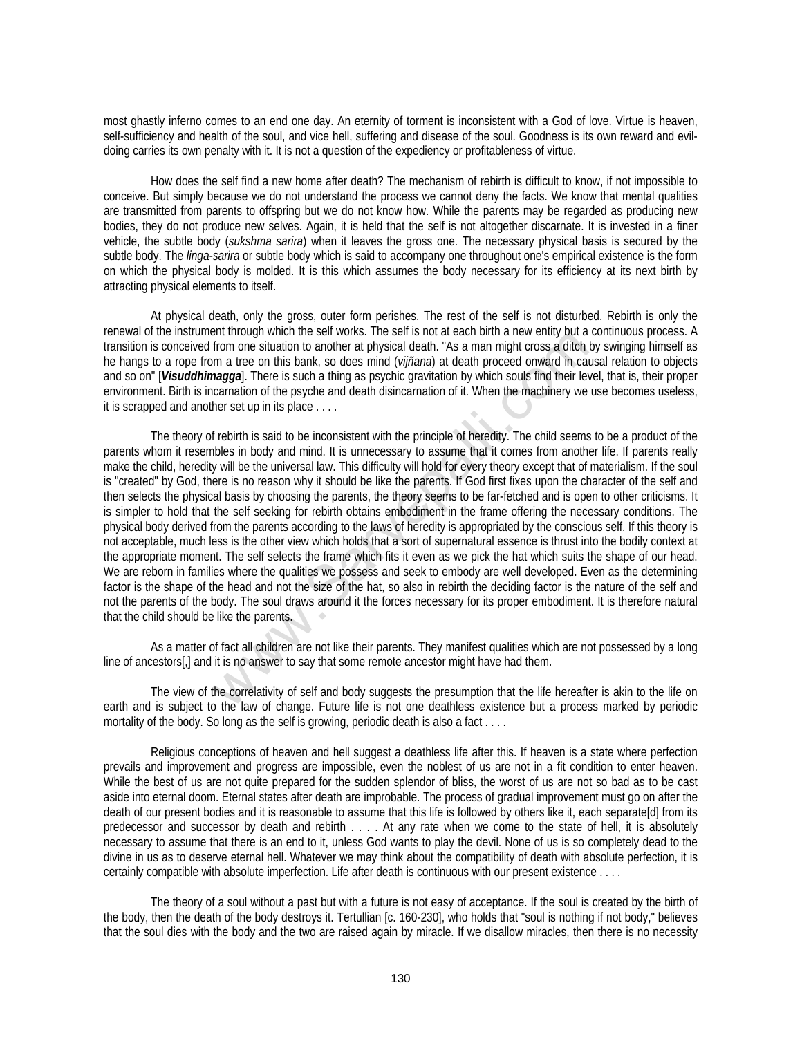most ghastly inferno comes to an end one day. An eternity of torment is inconsistent with a God of love. Virtue is heaven, self-sufficiency and health of the soul, and vice hell, suffering and disease of the soul. Goodness is its own reward and evil-doing carries its own penalty with it. It is not a question of the expediency or profitableness of virtue.

How does the self find a new home after death? The mechanism of rebirth is difficult to know, if not impossible to conceive. But simply because we do not understand the process we cannot deny the facts. We know that mental qualities are transmitted from parents to offspring but we do not know how. While the parents may be regarded as producing new bodies, they do not produce new selves. Again, it is held that the self is not altogether discarnate. It is invested in a finer vehicle, the subtle body (*sukshma sarira*) when it leaves the gross one. The necessary physical basis is secured by the subtle body. The *linga-sarira* or subtle body which is said to accompany one throughout one's empirical existence is the form on which the physical body is molded. It is this which assumes the body necessary for its efficiency at its next birth by attracting physical elements to itself.

At physical death, only the gross, outer form perishes. The rest of the self is not disturbed. Rebirth is only the renewal of the instrument through which the self works. The self is not at each birth a new entity but a continuous process. A transition is conceived from one situation to another at physical death. "As a man might cross a ditch by swinging himself as he hangs to a rope from a tree on this bank, so does mind (*vijñana*) at death proceed onward in causal relation to objects and so on" [***Visuddhimagga***]. There is such a thing as psychic gravitation by which souls find their level, that is, their proper environment. Birth is incarnation of the psyche and death disincarnation of it. When the machinery we use becomes useless, it is scrapped and another set up in its place . . . .

The theory of rebirth is said to be inconsistent with the principle of heredity. The child seems to be a product of the parents whom it resembles in body and mind. It is unnecessary to assume that it comes from another life. If parents really make the child, heredity will be the universal law. This difficulty will hold for every theory except that of materialism. If the soul is "created" by God, there is no reason why it should be like the parents. If God first fixes upon the character of the self and then selects the physical basis by choosing the parents, the theory seems to be far-fetched and is open to other criticisms. It is simpler to hold that the self seeking for rebirth obtains embodiment in the frame offering the necessary conditions. The physical body derived from the parents according to the laws of heredity is appropriated by the conscious self. If this theory is not acceptable, much less is the other view which holds that a sort of supernatural essence is thrust into the bodily context at the appropriate moment. The self selects the frame which fits it even as we pick the hat which suits the shape of our head. We are reborn in families where the qualities we possess and seek to embody are well developed. Even as the determining factor is the shape of the head and not the size of the hat, so also in rebirth the deciding factor is the nature of the self and not the parents of the body. The soul draws around it the forces necessary for its proper embodiment. It is therefore natural that the child should be like the parents.

As a matter of fact all children are not like their parents. They manifest qualities which are not possessed by a long line of ancestors[,] and it is no answer to say that some remote ancestor might have had them.

The view of the correlativity of self and body suggests the presumption that the life hereafter is akin to the life on earth and is subject to the law of change. Future life is not one deathless existence but a process marked by periodic mortality of the body. So long as the self is growing, periodic death is also a fact . . . .

Religious conceptions of heaven and hell suggest a deathless life after this. If heaven is a state where perfection prevails and improvement and progress are impossible, even the noblest of us are not in a fit condition to enter heaven. While the best of us are not quite prepared for the sudden splendor of bliss, the worst of us are not so bad as to be cast aside into eternal doom. Eternal states after death are improbable. The process of gradual improvement must go on after the death of our present bodies and it is reasonable to assume that this life is followed by others like it, each separate[d] from its predecessor and successor by death and rebirth . . . . At any rate when we come to the state of hell, it is absolutely necessary to assume that there is an end to it, unless God wants to play the devil. None of us is so completely dead to the divine in us as to deserve eternal hell. Whatever we may think about the compatibility of death with absolute perfection, it is certainly compatible with absolute imperfection. Life after death is continuous with our present existence . . . .

The theory of a soul without a past but with a future is not easy of acceptance. If the soul is created by the birth of the body, then the death of the body destroys it. Tertullian [c. 160-230], who holds that "soul is nothing if not body," believes that the soul dies with the body and the two are raised again by miracle. If we disallow miracles, then there is no necessity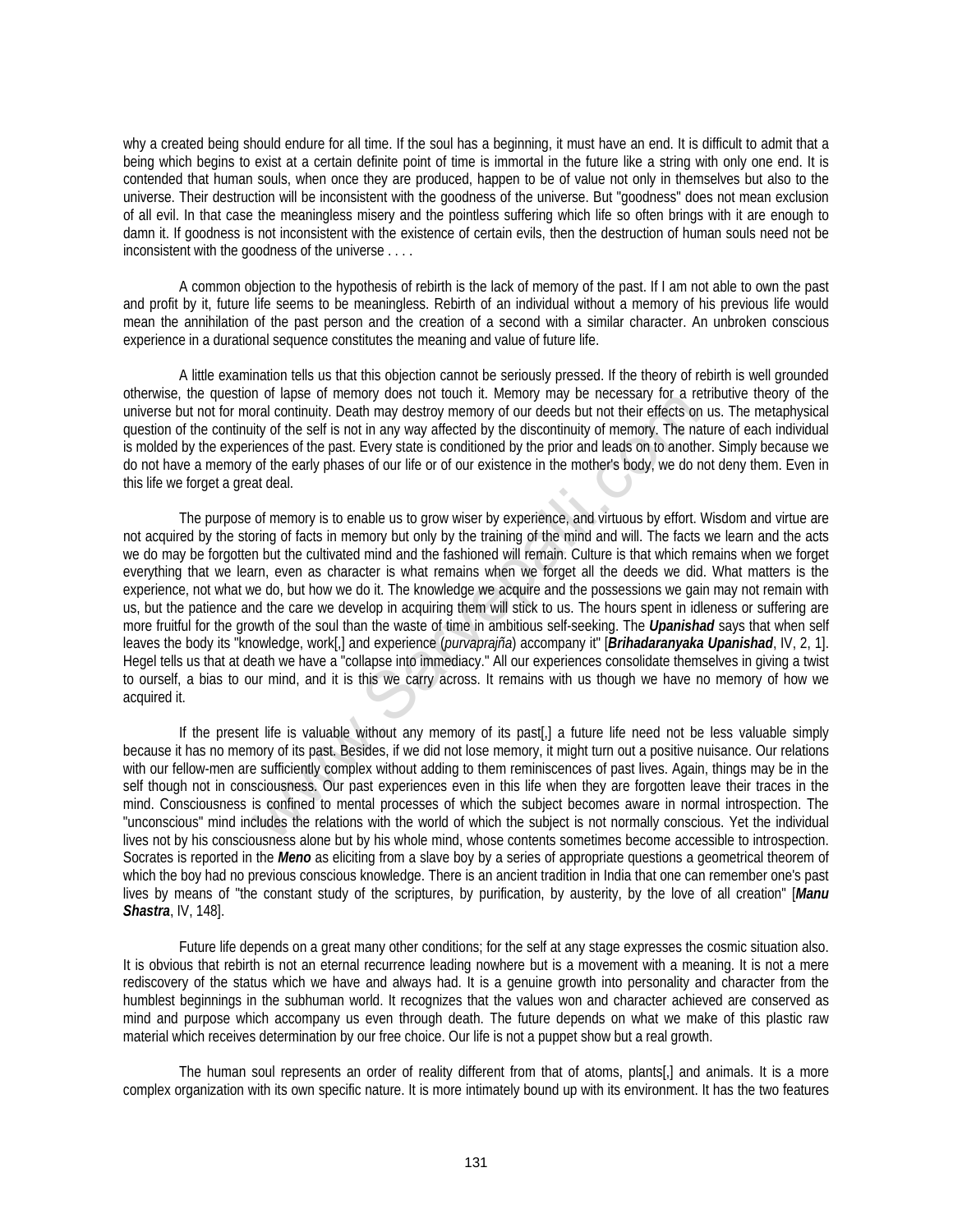why a created being should endure for all time. If the soul has a beginning, it must have an end. It is difficult to admit that a being which begins to exist at a certain definite point of time is immortal in the future like a string with only one end. It is contended that human souls, when once they are produced, happen to be of value not only in themselves but also to the universe. Their destruction will be inconsistent with the goodness of the universe. But "goodness" does not mean exclusion of all evil. In that case the meaningless misery and the pointless suffering which life so often brings with it are enough to damn it. If goodness is not inconsistent with the existence of certain evils, then the destruction of human souls need not be inconsistent with the goodness of the universe . . . .

A common objection to the hypothesis of rebirth is the lack of memory of the past. If I am not able to own the past and profit by it, future life seems to be meaningless. Rebirth of an individual without a memory of his previous life would mean the annihilation of the past person and the creation of a second with a similar character. An unbroken conscious experience in a durational sequence constitutes the meaning and value of future life.

A little examination tells us that this objection cannot be seriously pressed. If the theory of rebirth is well grounded otherwise, the question of lapse of memory does not touch it. Memory may be necessary for a retributive theory of the universe but not for moral continuity. Death may destroy memory of our deeds but not their effects on us. The metaphysical question of the continuity of the self is not in any way affected by the discontinuity of memory. The nature of each individual is molded by the experiences of the past. Every state is conditioned by the prior and leads on to another. Simply because we do not have a memory of the early phases of our life or of our existence in the mother's body, we do not deny them. Even in this life we forget a great deal.

The purpose of memory is to enable us to grow wiser by experience, and virtuous by effort. Wisdom and virtue are not acquired by the storing of facts in memory but only by the training of the mind and will. The facts we learn and the acts we do may be forgotten but the cultivated mind and the fashioned will remain. Culture is that which remains when we forget everything that we learn, even as character is what remains when we forget all the deeds we did. What matters is the experience, not what we do, but how we do it. The knowledge we acquire and the possessions we gain may not remain with us, but the patience and the care we develop in acquiring them will stick to us. The hours spent in idleness or suffering are more fruitful for the growth of the soul than the waste of time in ambitious self-seeking. The ***Upanishad*** says that when self leaves the body its "knowledge, work[,] and experience (*purvaprajña*) accompany it" [***Brihadaranyaka Upanishad***, IV, 2, 1]. Hegel tells us that at death we have a "collapse into immediacy." All our experiences consolidate themselves in giving a twist to ourself, a bias to our mind, and it is this we carry across. It remains with us though we have no memory of how we acquired it.

If the present life is valuable without any memory of its past[,] a future life need not be less valuable simply because it has no memory of its past. Besides, if we did not lose memory, it might turn out a positive nuisance. Our relations with our fellow-men are sufficiently complex without adding to them reminiscences of past lives. Again, things may be in the self though not in consciousness. Our past experiences even in this life when they are forgotten leave their traces in the mind. Consciousness is confined to mental processes of which the subject becomes aware in normal introspection. The "unconscious" mind includes the relations with the world of which the subject is not normally conscious. Yet the individual lives not by his consciousness alone but by his whole mind, whose contents sometimes become accessible to introspection. Socrates is reported in the ***Meno*** as eliciting from a slave boy by a series of appropriate questions a geometrical theorem of which the boy had no previous conscious knowledge. There is an ancient tradition in India that one can remember one's past lives by means of "the constant study of the scriptures, by purification, by austerity, by the love of all creation" [***Manu Shastra***, IV, 148].

Future life depends on a great many other conditions; for the self at any stage expresses the cosmic situation also. It is obvious that rebirth is not an eternal recurrence leading nowhere but is a movement with a meaning. It is not a mere rediscovery of the status which we have and always had. It is a genuine growth into personality and character from the humblest beginnings in the subhuman world. It recognizes that the values won and character achieved are conserved as mind and purpose which accompany us even through death. The future depends on what we make of this plastic raw material which receives determination by our free choice. Our life is not a puppet show but a real growth.

The human soul represents an order of reality different from that of atoms, plants[,] and animals. It is a more complex organization with its own specific nature. It is more intimately bound up with its environment. It has the two features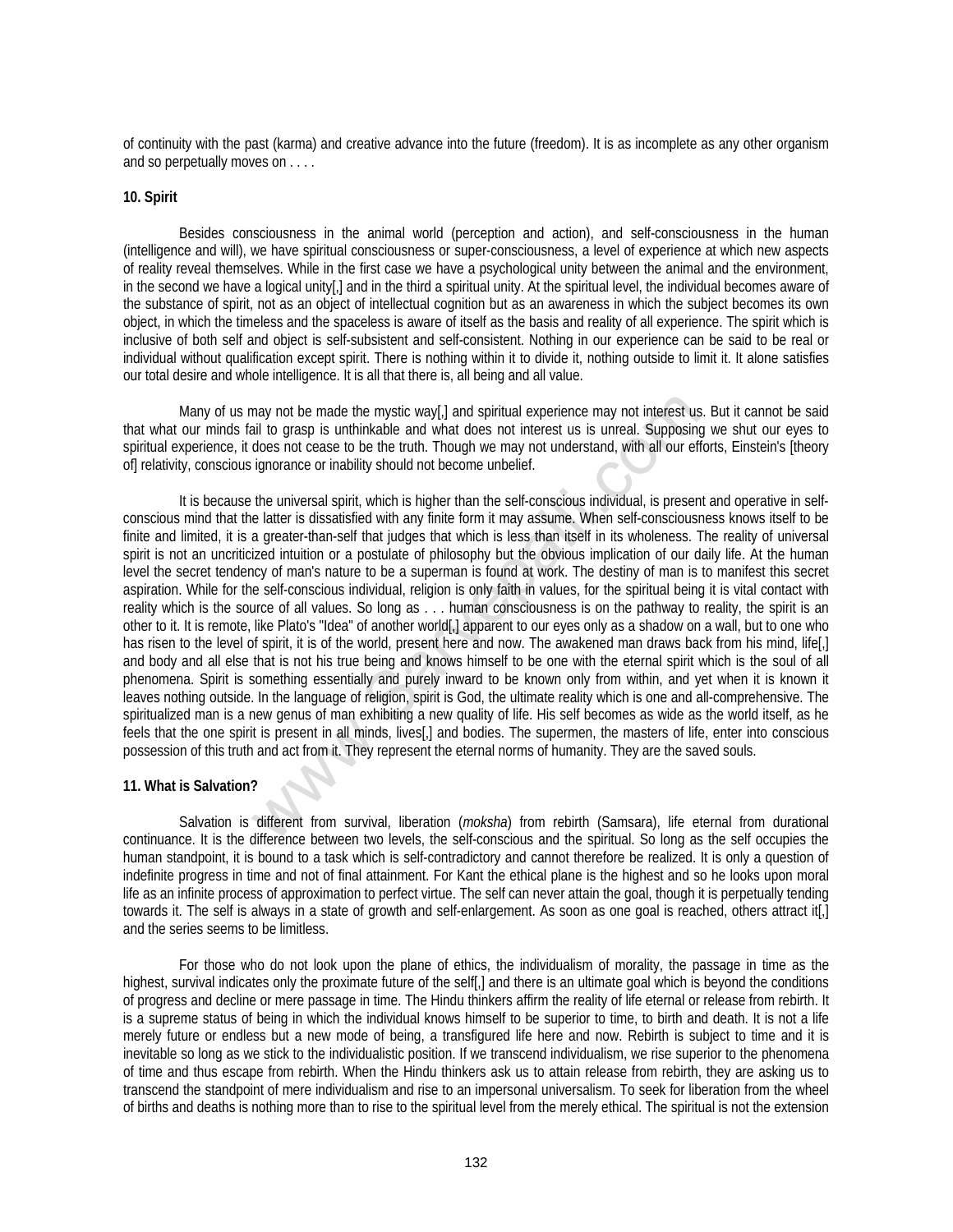of continuity with the past (karma) and creative advance into the future (freedom). It is as incomplete as any other organism and so perpetually moves on . . . .

**10. Spirit**

Besides consciousness in the animal world (perception and action), and self-consciousness in the human (intelligence and will), we have spiritual consciousness or super-consciousness, a level of experience at which new aspects of reality reveal themselves. While in the first case we have a psychological unity between the animal and the environment, in the second we have a logical unity[,] and in the third a spiritual unity. At the spiritual level, the individual becomes aware of the substance of spirit, not as an object of intellectual cognition but as an awareness in which the subject becomes its own object, in which the timeless and the spaceless is aware of itself as the basis and reality of all experience. The spirit which is inclusive of both self and object is self-subsistent and self-consistent. Nothing in our experience can be said to be real or individual without qualification except spirit. There is nothing within it to divide it, nothing outside to limit it. It alone satisfies our total desire and whole intelligence. It is all that there is, all being and all value.

Many of us may not be made the mystic way[,] and spiritual experience may not interest us. But it cannot be said that what our minds fail to grasp is unthinkable and what does not interest us is unreal. Supposing we shut our eyes to spiritual experience, it does not cease to be the truth. Though we may not understand, with all our efforts, Einstein's [theory of] relativity, conscious ignorance or inability should not become unbelief.

It is because the universal spirit, which is higher than the self-conscious individual, is present and operative in self-conscious mind that the latter is dissatisfied with any finite form it may assume. When self-consciousness knows itself to be finite and limited, it is a greater-than-self that judges that which is less than itself in its wholeness. The reality of universal spirit is not an uncriticized intuition or a postulate of philosophy but the obvious implication of our daily life. At the human level the secret tendency of man's nature to be a superman is found at work. The destiny of man is to manifest this secret aspiration. While for the self-conscious individual, religion is only faith in values, for the spiritual being it is vital contact with reality which is the source of all values. So long as . . . human consciousness is on the pathway to reality, the spirit is an other to it. It is remote, like Plato's "Idea" of another world[,] apparent to our eyes only as a shadow on a wall, but to one who has risen to the level of spirit, it is of the world, present here and now. The awakened man draws back from his mind, life[,] and body and all else that is not his true being and knows himself to be one with the eternal spirit which is the soul of all phenomena. Spirit is something essentially and purely inward to be known only from within, and yet when it is known it leaves nothing outside. In the language of religion, spirit is God, the ultimate reality which is one and all-comprehensive. The spiritualized man is a new genus of man exhibiting a new quality of life. His self becomes as wide as the world itself, as he feels that the one spirit is present in all minds, lives[,] and bodies. The supermen, the masters of life, enter into conscious possession of this truth and act from it. They represent the eternal norms of humanity. They are the saved souls.

**11. What is Salvation?**

Salvation is different from survival, liberation (*moksha*) from rebirth (Samsara), life eternal from durational continuance. It is the difference between two levels, the self-conscious and the spiritual. So long as the self occupies the human standpoint, it is bound to a task which is self-contradictory and cannot therefore be realized. It is only a question of indefinite progress in time and not of final attainment. For Kant the ethical plane is the highest and so he looks upon moral life as an infinite process of approximation to perfect virtue. The self can never attain the goal, though it is perpetually tending towards it. The self is always in a state of growth and self-enlargement. As soon as one goal is reached, others attract it[,] and the series seems to be limitless.

For those who do not look upon the plane of ethics, the individualism of morality, the passage in time as the highest, survival indicates only the proximate future of the self[,] and there is an ultimate goal which is beyond the conditions of progress and decline or mere passage in time. The Hindu thinkers affirm the reality of life eternal or release from rebirth. It is a supreme status of being in which the individual knows himself to be superior to time, to birth and death. It is not a life merely future or endless but a new mode of being, a transfigured life here and now. Rebirth is subject to time and it is inevitable so long as we stick to the individualistic position. If we transcend individualism, we rise superior to the phenomena of time and thus escape from rebirth. When the Hindu thinkers ask us to attain release from rebirth, they are asking us to transcend the standpoint of mere individualism and rise to an impersonal universalism. To seek for liberation from the wheel of births and deaths is nothing more than to rise to the spiritual level from the merely ethical. The spiritual is not the extension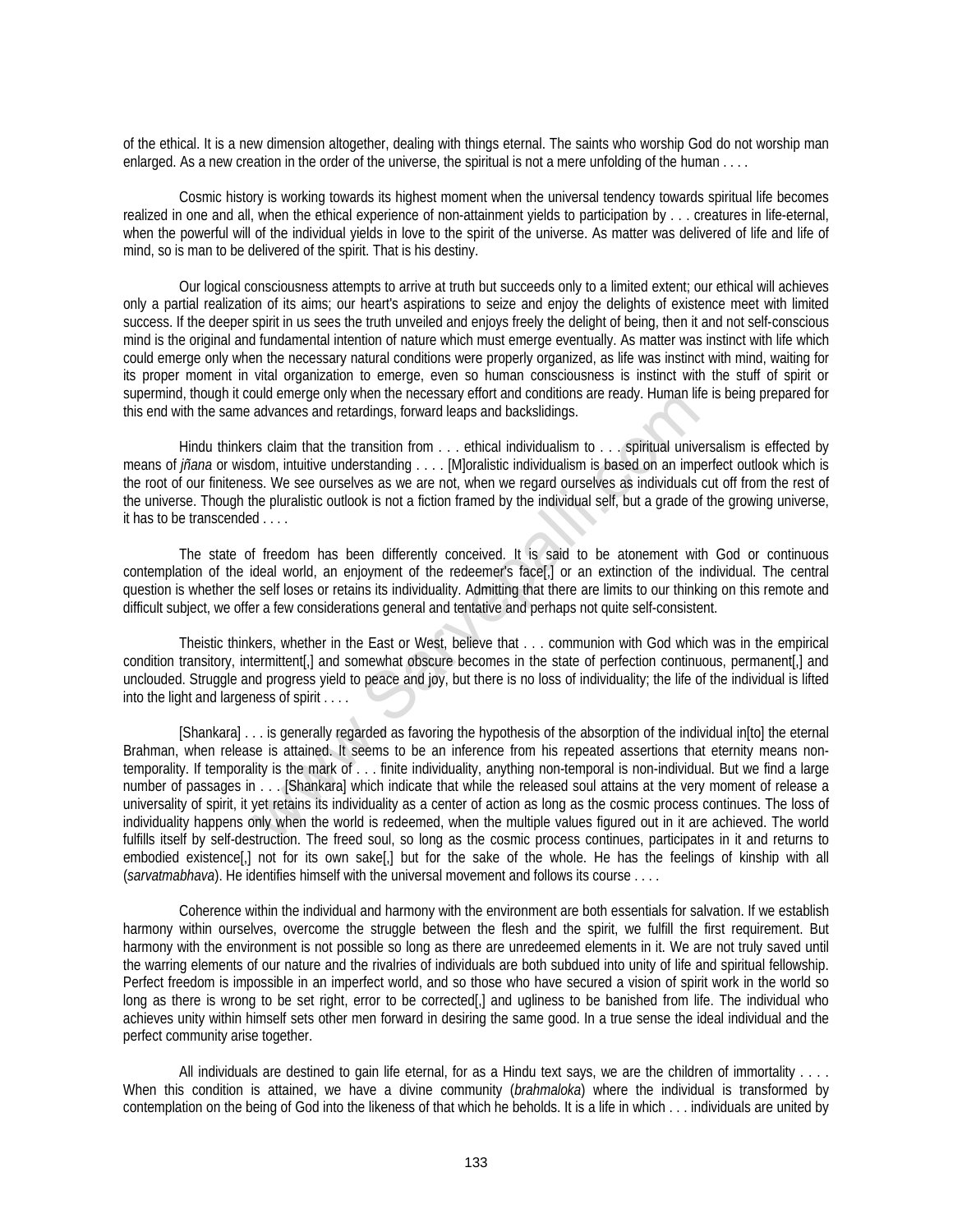of the ethical. It is a new dimension altogether, dealing with things eternal. The saints who worship God do not worship man enlarged. As a new creation in the order of the universe, the spiritual is not a mere unfolding of the human . . . .

Cosmic history is working towards its highest moment when the universal tendency towards spiritual life becomes realized in one and all, when the ethical experience of non-attainment yields to participation by . . . creatures in life-eternal, when the powerful will of the individual yields in love to the spirit of the universe. As matter was delivered of life and life of mind, so is man to be delivered of the spirit. That is his destiny.

Our logical consciousness attempts to arrive at truth but succeeds only to a limited extent; our ethical will achieves only a partial realization of its aims; our heart's aspirations to seize and enjoy the delights of existence meet with limited success. If the deeper spirit in us sees the truth unveiled and enjoys freely the delight of being, then it and not self-conscious mind is the original and fundamental intention of nature which must emerge eventually. As matter was instinct with life which could emerge only when the necessary natural conditions were properly organized, as life was instinct with mind, waiting for its proper moment in vital organization to emerge, even so human consciousness is instinct with the stuff of spirit or supermind, though it could emerge only when the necessary effort and conditions are ready. Human life is being prepared for this end with the same advances and retardings, forward leaps and backslidings.

Hindu thinkers claim that the transition from . . . ethical individualism to . . . spiritual universalism is effected by means of *jñana* or wisdom, intuitive understanding . . . . [M]oralistic individualism is based on an imperfect outlook which is the root of our finiteness. We see ourselves as we are not, when we regard ourselves as individuals cut off from the rest of the universe. Though the pluralistic outlook is not a fiction framed by the individual self, but a grade of the growing universe, it has to be transcended . . . .

The state of freedom has been differently conceived. It is said to be atonement with God or continuous contemplation of the ideal world, an enjoyment of the redeemer's face[,] or an extinction of the individual. The central question is whether the self loses or retains its individuality. Admitting that there are limits to our thinking on this remote and difficult subject, we offer a few considerations general and tentative and perhaps not quite self-consistent.

Theistic thinkers, whether in the East or West, believe that . . . communion with God which was in the empirical condition transitory, intermittent[,] and somewhat obscure becomes in the state of perfection continuous, permanent[,] and unclouded. Struggle and progress yield to peace and joy, but there is no loss of individuality; the life of the individual is lifted into the light and largeness of spirit . . . .

[Shankara] . . . is generally regarded as favoring the hypothesis of the absorption of the individual in[to] the eternal Brahman, when release is attained. It seems to be an inference from his repeated assertions that eternity means non-temporality. If temporality is the mark of . . . finite individuality, anything non-temporal is non-individual. But we find a large number of passages in . . . [Shankara] which indicate that while the released soul attains at the very moment of release a universality of spirit, it yet retains its individuality as a center of action as long as the cosmic process continues. The loss of individuality happens only when the world is redeemed, when the multiple values figured out in it are achieved. The world fulfills itself by self-destruction. The freed soul, so long as the cosmic process continues, participates in it and returns to embodied existence[,] not for its own sake[,] but for the sake of the whole. He has the feelings of kinship with all (*sarvatmabhava*). He identifies himself with the universal movement and follows its course . . . .

Coherence within the individual and harmony with the environment are both essentials for salvation. If we establish harmony within ourselves, overcome the struggle between the flesh and the spirit, we fulfill the first requirement. But harmony with the environment is not possible so long as there are unredeemed elements in it. We are not truly saved until the warring elements of our nature and the rivalries of individuals are both subdued into unity of life and spiritual fellowship. Perfect freedom is impossible in an imperfect world, and so those who have secured a vision of spirit work in the world so long as there is wrong to be set right, error to be corrected[,] and ugliness to be banished from life. The individual who achieves unity within himself sets other men forward in desiring the same good. In a true sense the ideal individual and the perfect community arise together.

All individuals are destined to gain life eternal, for as a Hindu text says, we are the children of immortality . . . . When this condition is attained, we have a divine community (*brahmaloka*) where the individual is transformed by contemplation on the being of God into the likeness of that which he beholds. It is a life in which . . . individuals are united by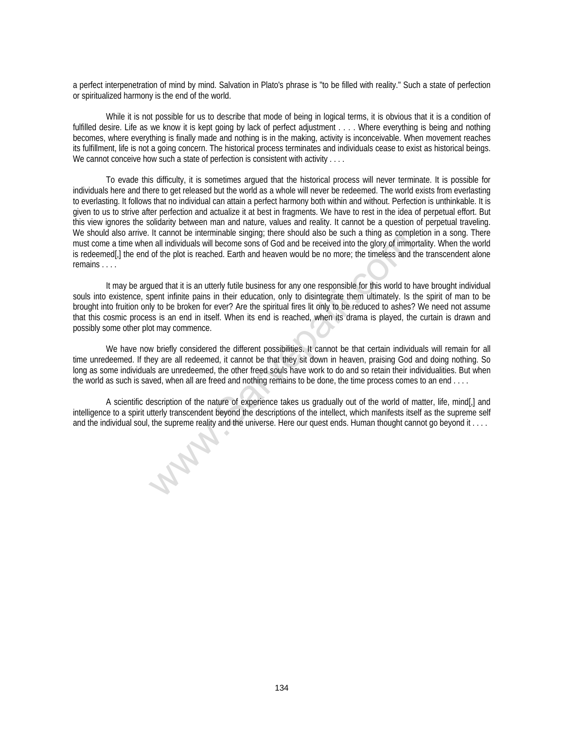a perfect interpenetration of mind by mind. Salvation in Plato's phrase is "to be filled with reality." Such a state of perfection or spiritualized harmony is the end of the world.

While it is not possible for us to describe that mode of being in logical terms, it is obvious that it is a condition of fulfilled desire. Life as we know it is kept going by lack of perfect adjustment . . . . Where everything is being and nothing becomes, where everything is finally made and nothing is in the making, activity is inconceivable. When movement reaches its fulfillment, life is not a going concern. The historical process terminates and individuals cease to exist as historical beings. We cannot conceive how such a state of perfection is consistent with activity . . . .

To evade this difficulty, it is sometimes argued that the historical process will never terminate. It is possible for individuals here and there to get released but the world as a whole will never be redeemed. The world exists from everlasting to everlasting. It follows that no individual can attain a perfect harmony both within and without. Perfection is unthinkable. It is given to us to strive after perfection and actualize it at best in fragments. We have to rest in the idea of perpetual effort. But this view ignores the solidarity between man and nature, values and reality. It cannot be a question of perpetual traveling. We should also arrive. It cannot be interminable singing; there should also be such a thing as completion in a song. There must come a time when all individuals will become sons of God and be received into the glory of immortality. When the world is redeemed[,] the end of the plot is reached. Earth and heaven would be no more; the timeless and the transcendent alone remains . . . .

It may be argued that it is an utterly futile business for any one responsible for this world to have brought individual souls into existence, spent infinite pains in their education, only to disintegrate them ultimately. Is the spirit of man to be brought into fruition only to be broken for ever? Are the spiritual fires lit only to be reduced to ashes? We need not assume that this cosmic process is an end in itself. When its end is reached, when its drama is played, the curtain is drawn and possibly some other plot may commence.

We have now briefly considered the different possibilities. It cannot be that certain individuals will remain for all time unredeemed. If they are all redeemed, it cannot be that they sit down in heaven, praising God and doing nothing. So long as some individuals are unredeemed, the other freed souls have work to do and so retain their individualities. But when the world as such is saved, when all are freed and nothing remains to be done, the time process comes to an end . . . .

A scientific description of the nature of experience takes us gradually out of the world of matter, life, mind[,] and intelligence to a spirit utterly transcendent beyond the descriptions of the intellect, which manifests itself as the supreme self and the individual soul, the supreme reality and the universe. Here our quest ends. Human thought cannot go beyond it . . . .